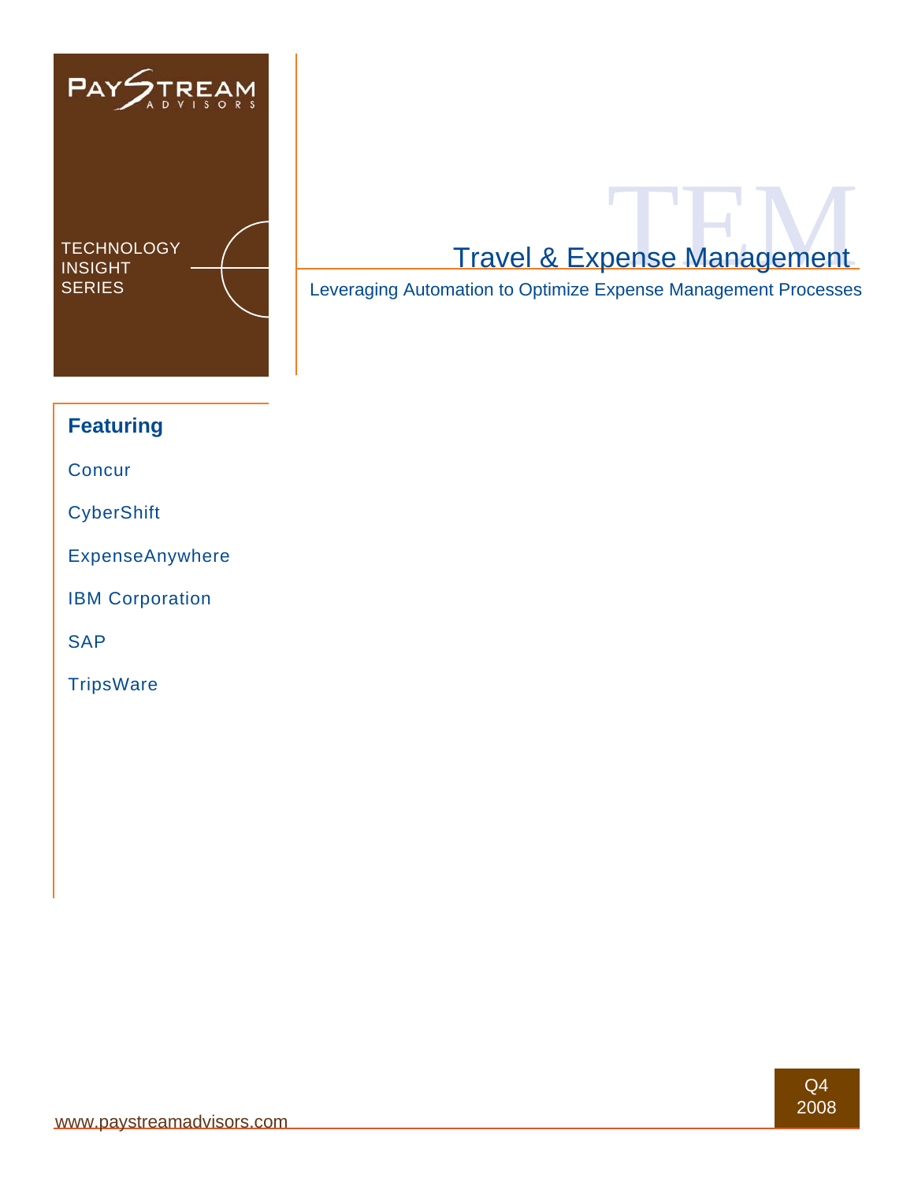PAYSTREAM ADVISORS

TECHNOLOGY INSIGHT SERIES

# Travel & Expense Management

Leveraging Automation to Optimize Expense Management Processes

## Featuring

Concur

CyberShift

ExpenseAnywhere

IBM Corporation

SAP

TripsWare

www.paystreamadvisors.com

Q4 2008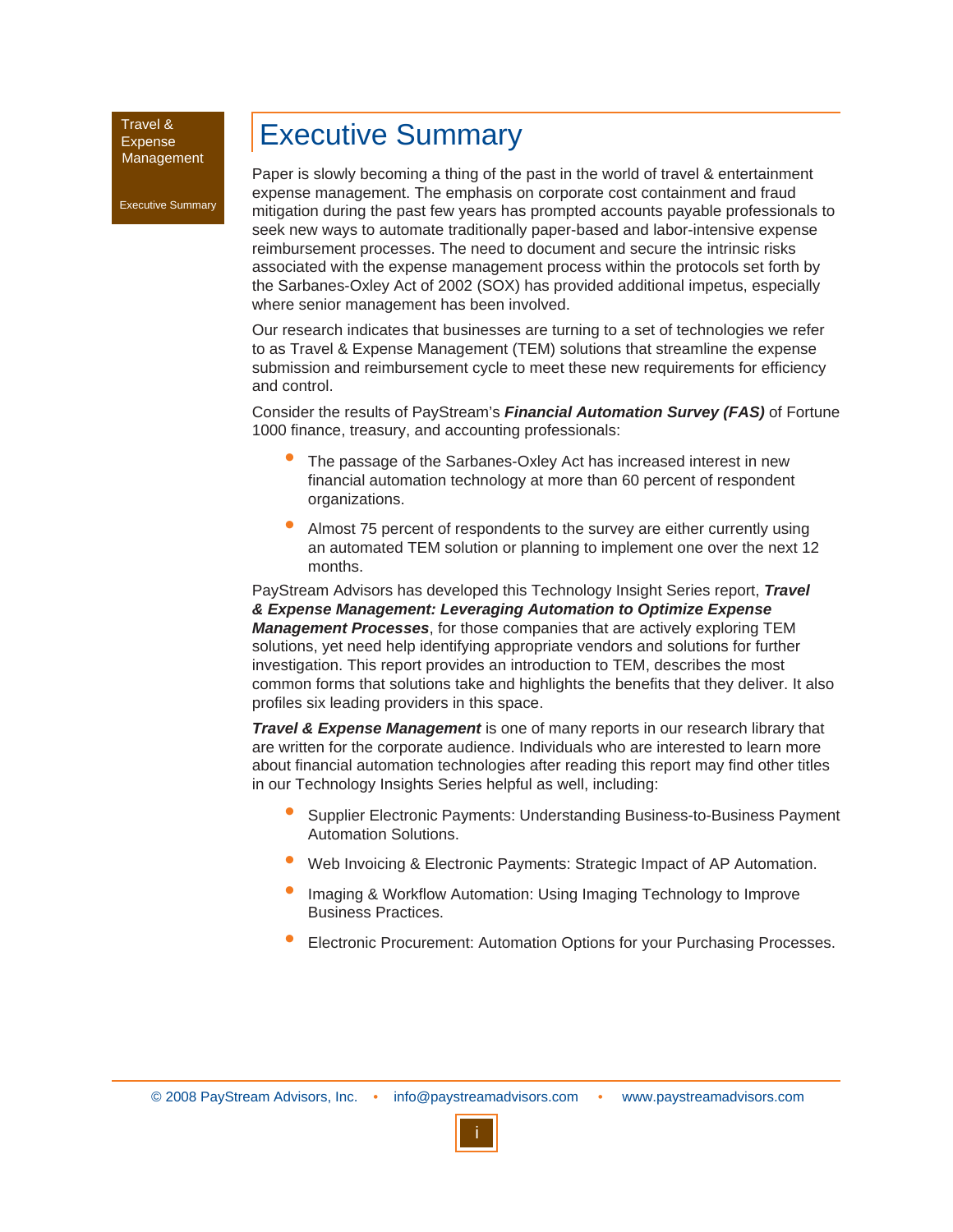# Executive Summary

Paper is slowly becoming a thing of the past in the world of travel & entertainment expense management. The emphasis on corporate cost containment and fraud mitigation during the past few years has prompted accounts payable professionals to seek new ways to automate traditionally paper-based and labor-intensive expense reimbursement processes. The need to document and secure the intrinsic risks associated with the expense management process within the protocols set forth by the Sarbanes-Oxley Act of 2002 (SOX) has provided additional impetus, especially where senior management has been involved.

Our research indicates that businesses are turning to a set of technologies we refer to as Travel & Expense Management (TEM) solutions that streamline the expense submission and reimbursement cycle to meet these new requirements for efficiency and control.

Consider the results of PayStream's ***Financial Automation Survey (FAS)*** of Fortune 1000 finance, treasury, and accounting professionals:

- The passage of the Sarbanes-Oxley Act has increased interest in new financial automation technology at more than 60 percent of respondent organizations.
- Almost 75 percent of respondents to the survey are either currently using an automated TEM solution or planning to implement one over the next 12 months.

PayStream Advisors has developed this Technology Insight Series report, ***Travel & Expense Management: Leveraging Automation to Optimize Expense Management Processes***, for those companies that are actively exploring TEM solutions, yet need help identifying appropriate vendors and solutions for further investigation. This report provides an introduction to TEM, describes the most common forms that solutions take and highlights the benefits that they deliver. It also profiles six leading providers in this space.

***Travel & Expense Management*** is one of many reports in our research library that are written for the corporate audience. Individuals who are interested to learn more about financial automation technologies after reading this report may find other titles in our Technology Insights Series helpful as well, including:

- Supplier Electronic Payments: Understanding Business-to-Business Payment Automation Solutions.
- Web Invoicing & Electronic Payments: Strategic Impact of AP Automation.
- Imaging & Workflow Automation: Using Imaging Technology to Improve Business Practices.
- Electronic Procurement: Automation Options for your Purchasing Processes.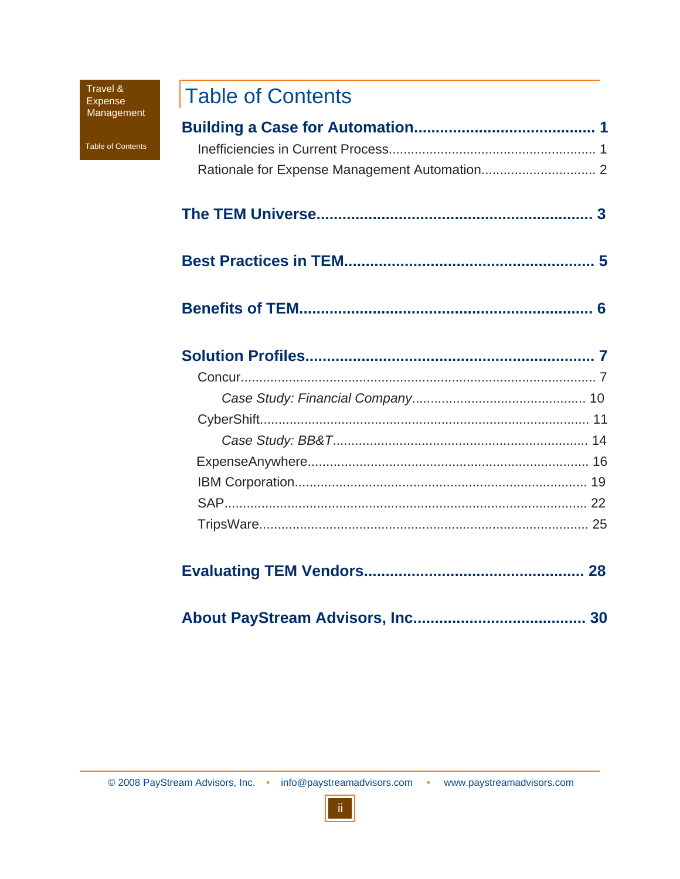# Table of Contents

**Building a Case for Automation........................................ 1**

Inefficiencies in Current Process........................................................ 1

Rationale for Expense Management Automation.............................. 2

**The TEM Universe............................................................... 3**

**Best Practices in TEM........................................................ 5**

**Benefits of TEM.................................................................. 6**

**Solution Profiles.................................................................. 7**

Concur................................................................................................ 7

*Case Study: Financial Company*.............................................. 10

CyberShift....................................................................................... 11

*Case Study: BB&T*.................................................................... 14

ExpenseAnywhere.......................................................................... 16

IBM Corporation............................................................................. 19

SAP.................................................................................................. 22

TripsWare........................................................................................ 25

**Evaluating TEM Vendors.................................................. 28**

**About PayStream Advisors, Inc....................................... 30**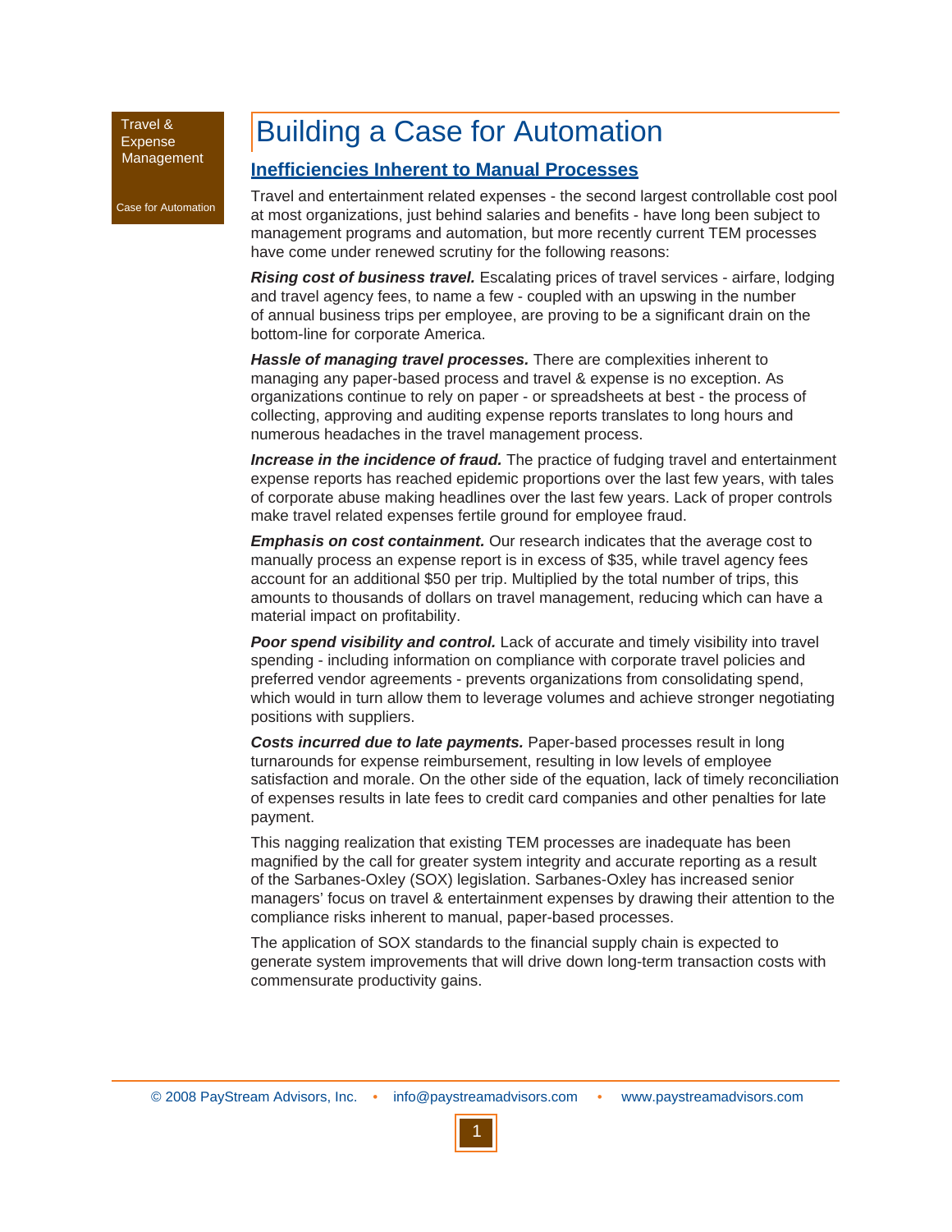# Building a Case for Automation

## Inefficiencies Inherent to Manual Processes

Travel and entertainment related expenses - the second largest controllable cost pool at most organizations, just behind salaries and benefits - have long been subject to management programs and automation, but more recently current TEM processes have come under renewed scrutiny for the following reasons:

***Rising cost of business travel.*** Escalating prices of travel services - airfare, lodging and travel agency fees, to name a few - coupled with an upswing in the number of annual business trips per employee, are proving to be a significant drain on the bottom-line for corporate America.

***Hassle of managing travel processes.*** There are complexities inherent to managing any paper-based process and travel & expense is no exception. As organizations continue to rely on paper - or spreadsheets at best - the process of collecting, approving and auditing expense reports translates to long hours and numerous headaches in the travel management process.

***Increase in the incidence of fraud.*** The practice of fudging travel and entertainment expense reports has reached epidemic proportions over the last few years, with tales of corporate abuse making headlines over the last few years. Lack of proper controls make travel related expenses fertile ground for employee fraud.

***Emphasis on cost containment.*** Our research indicates that the average cost to manually process an expense report is in excess of $35, while travel agency fees account for an additional $50 per trip. Multiplied by the total number of trips, this amounts to thousands of dollars on travel management, reducing which can have a material impact on profitability.

***Poor spend visibility and control.*** Lack of accurate and timely visibility into travel spending - including information on compliance with corporate travel policies and preferred vendor agreements - prevents organizations from consolidating spend, which would in turn allow them to leverage volumes and achieve stronger negotiating positions with suppliers.

***Costs incurred due to late payments.*** Paper-based processes result in long turnarounds for expense reimbursement, resulting in low levels of employee satisfaction and morale. On the other side of the equation, lack of timely reconciliation of expenses results in late fees to credit card companies and other penalties for late payment.

This nagging realization that existing TEM processes are inadequate has been magnified by the call for greater system integrity and accurate reporting as a result of the Sarbanes-Oxley (SOX) legislation. Sarbanes-Oxley has increased senior managers' focus on travel & entertainment expenses by drawing their attention to the compliance risks inherent to manual, paper-based processes.

The application of SOX standards to the financial supply chain is expected to generate system improvements that will drive down long-term transaction costs with commensurate productivity gains.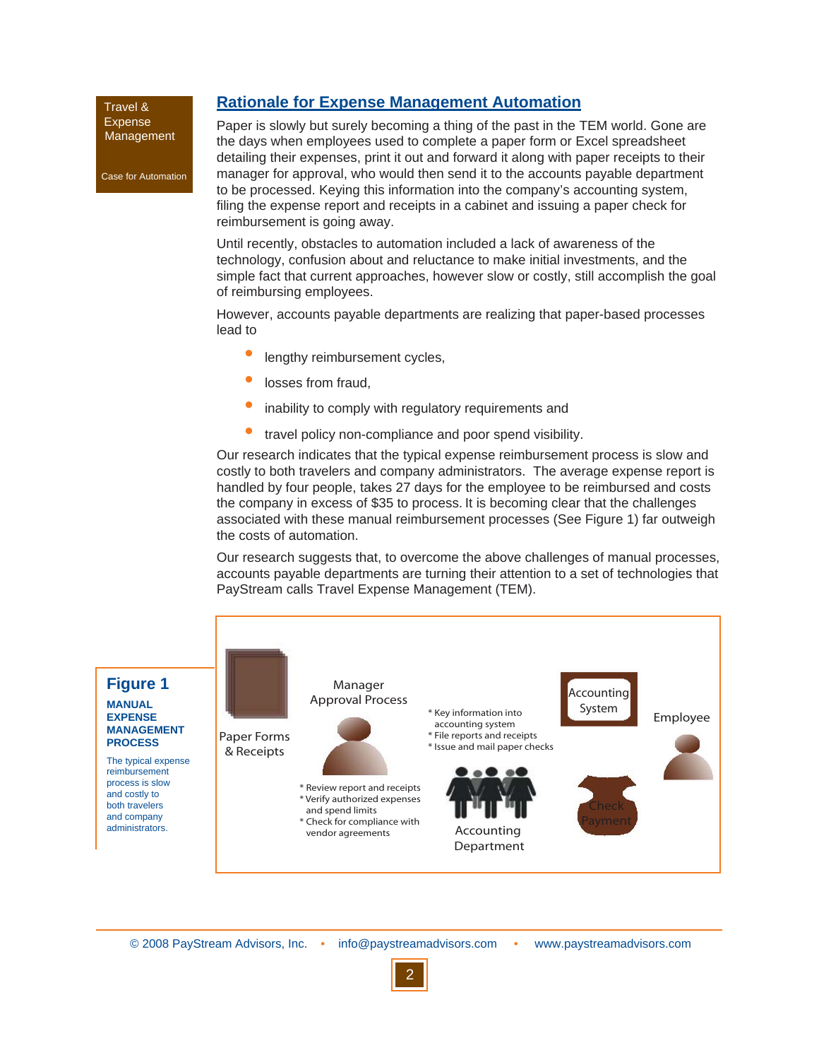Travel & Expense Management

Case for Automation

## Rationale for Expense Management Automation

Paper is slowly but surely becoming a thing of the past in the TEM world. Gone are the days when employees used to complete a paper form or Excel spreadsheet detailing their expenses, print it out and forward it along with paper receipts to their manager for approval, who would then send it to the accounts payable department to be processed. Keying this information into the company's accounting system, filing the expense report and receipts in a cabinet and issuing a paper check for reimbursement is going away.

Until recently, obstacles to automation included a lack of awareness of the technology, confusion about and reluctance to make initial investments, and the simple fact that current approaches, however slow or costly, still accomplish the goal of reimbursing employees.

However, accounts payable departments are realizing that paper-based processes lead to

- lengthy reimbursement cycles,
- losses from fraud,
- inability to comply with regulatory requirements and
- travel policy non-compliance and poor spend visibility.

Our research indicates that the typical expense reimbursement process is slow and costly to both travelers and company administrators. The average expense report is handled by four people, takes 27 days for the employee to be reimbursed and costs the company in excess of $35 to process. It is becoming clear that the challenges associated with these manual reimbursement processes (See Figure 1) far outweigh the costs of automation.

Our research suggests that, to overcome the above challenges of manual processes, accounts payable departments are turning their attention to a set of technologies that PayStream calls Travel Expense Management (TEM).

**Figure 1**

**MANUAL EXPENSE MANAGEMENT PROCESS**

The typical expense reimbursement process is slow and costly to both travelers and company administrators.

Paper Forms & Receipts

Manager Approval Process
* Review report and receipts
* Verify authorized expenses and spend limits
* Check for compliance with vendor agreements

Accounting Department
* Key information into accounting system
* File reports and receipts
* Issue and mail paper checks

Accounting System

Check Payment

Employee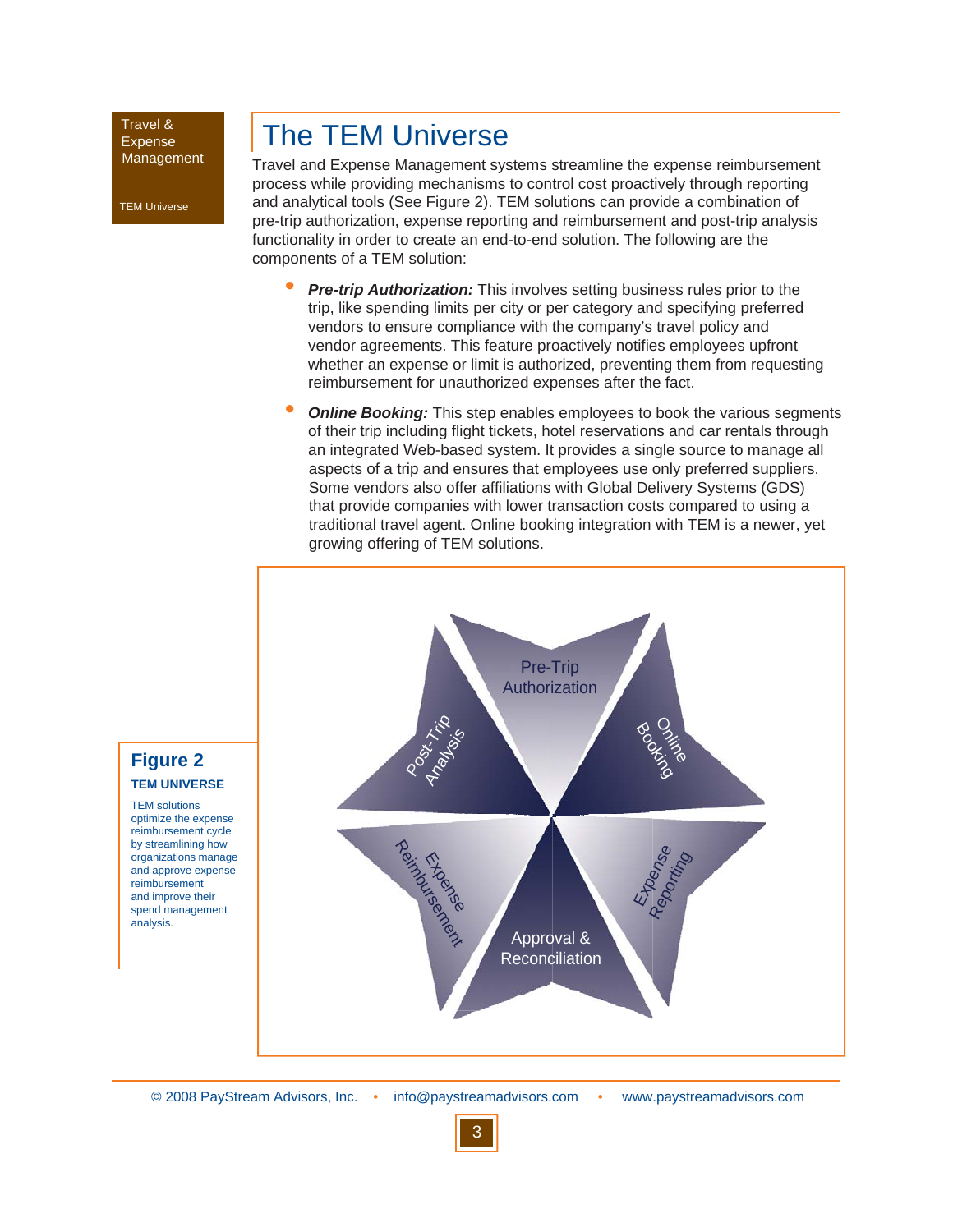# The TEM Universe

Travel and Expense Management systems streamline the expense reimbursement process while providing mechanisms to control cost proactively through reporting and analytical tools (See Figure 2). TEM solutions can provide a combination of pre-trip authorization, expense reporting and reimbursement and post-trip analysis functionality in order to create an end-to-end solution. The following are the components of a TEM solution:

- ***Pre-trip Authorization:*** This involves setting business rules prior to the trip, like spending limits per city or per category and specifying preferred vendors to ensure compliance with the company's travel policy and vendor agreements. This feature proactively notifies employees upfront whether an expense or limit is authorized, preventing them from requesting reimbursement for unauthorized expenses after the fact.
- ***Online Booking:*** This step enables employees to book the various segments of their trip including flight tickets, hotel reservations and car rentals through an integrated Web-based system. It provides a single source to manage all aspects of a trip and ensures that employees use only preferred suppliers. Some vendors also offer affiliations with Global Delivery Systems (GDS) that provide companies with lower transaction costs compared to using a traditional travel agent. Online booking integration with TEM is a newer, yet growing offering of TEM solutions.

Pre-Trip Authorization — Online Booking — Expense Reporting — Approval & Reconciliation — Expense Reimbursement — Post-Trip Analysis

**Figure 2**

**TEM UNIVERSE**

TEM solutions optimize the expense reimbursement cycle by streamlining how organizations manage and approve expense reimbursement and improve their spend management analysis.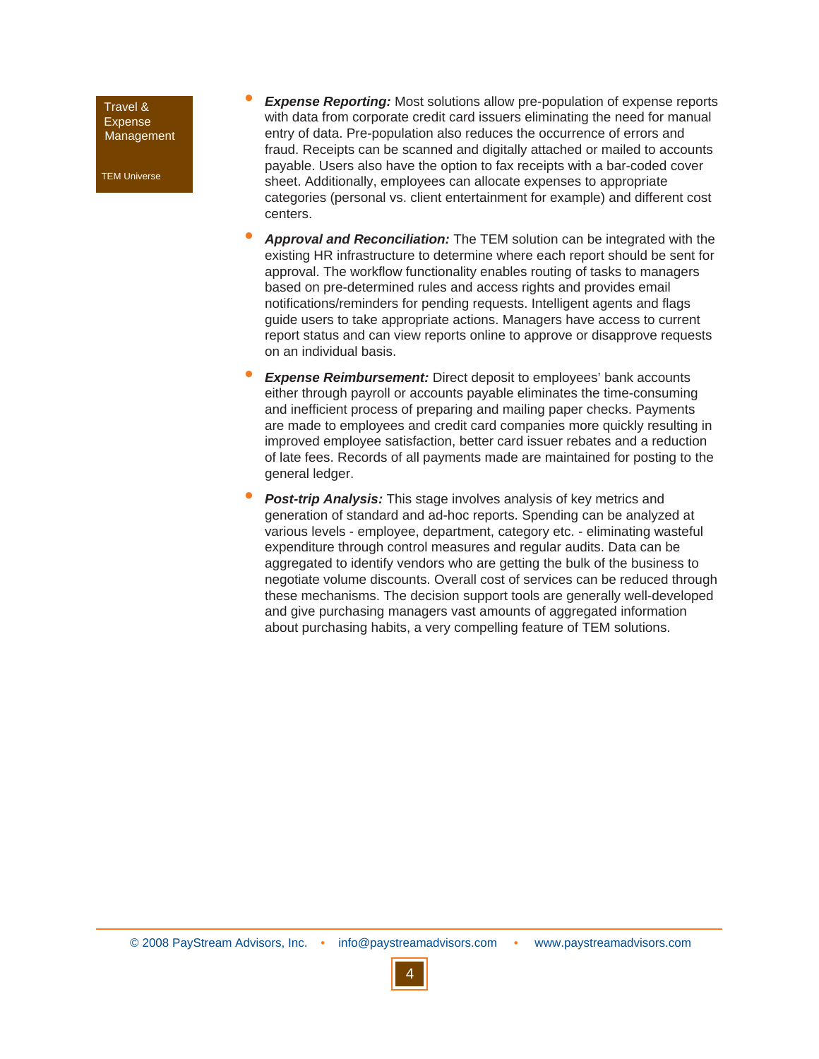- ***Expense Reporting:*** Most solutions allow pre-population of expense reports with data from corporate credit card issuers eliminating the need for manual entry of data. Pre-population also reduces the occurrence of errors and fraud. Receipts can be scanned and digitally attached or mailed to accounts payable. Users also have the option to fax receipts with a bar-coded cover sheet. Additionally, employees can allocate expenses to appropriate categories (personal vs. client entertainment for example) and different cost centers.

- ***Approval and Reconciliation:*** The TEM solution can be integrated with the existing HR infrastructure to determine where each report should be sent for approval. The workflow functionality enables routing of tasks to managers based on pre-determined rules and access rights and provides email notifications/reminders for pending requests. Intelligent agents and flags guide users to take appropriate actions. Managers have access to current report status and can view reports online to approve or disapprove requests on an individual basis.

- ***Expense Reimbursement:*** Direct deposit to employees' bank accounts either through payroll or accounts payable eliminates the time-consuming and inefficient process of preparing and mailing paper checks. Payments are made to employees and credit card companies more quickly resulting in improved employee satisfaction, better card issuer rebates and a reduction of late fees. Records of all payments made are maintained for posting to the general ledger.

- ***Post-trip Analysis:*** This stage involves analysis of key metrics and generation of standard and ad-hoc reports. Spending can be analyzed at various levels - employee, department, category etc. - eliminating wasteful expenditure through control measures and regular audits. Data can be aggregated to identify vendors who are getting the bulk of the business to negotiate volume discounts. Overall cost of services can be reduced through these mechanisms. The decision support tools are generally well-developed and give purchasing managers vast amounts of aggregated information about purchasing habits, a very compelling feature of TEM solutions.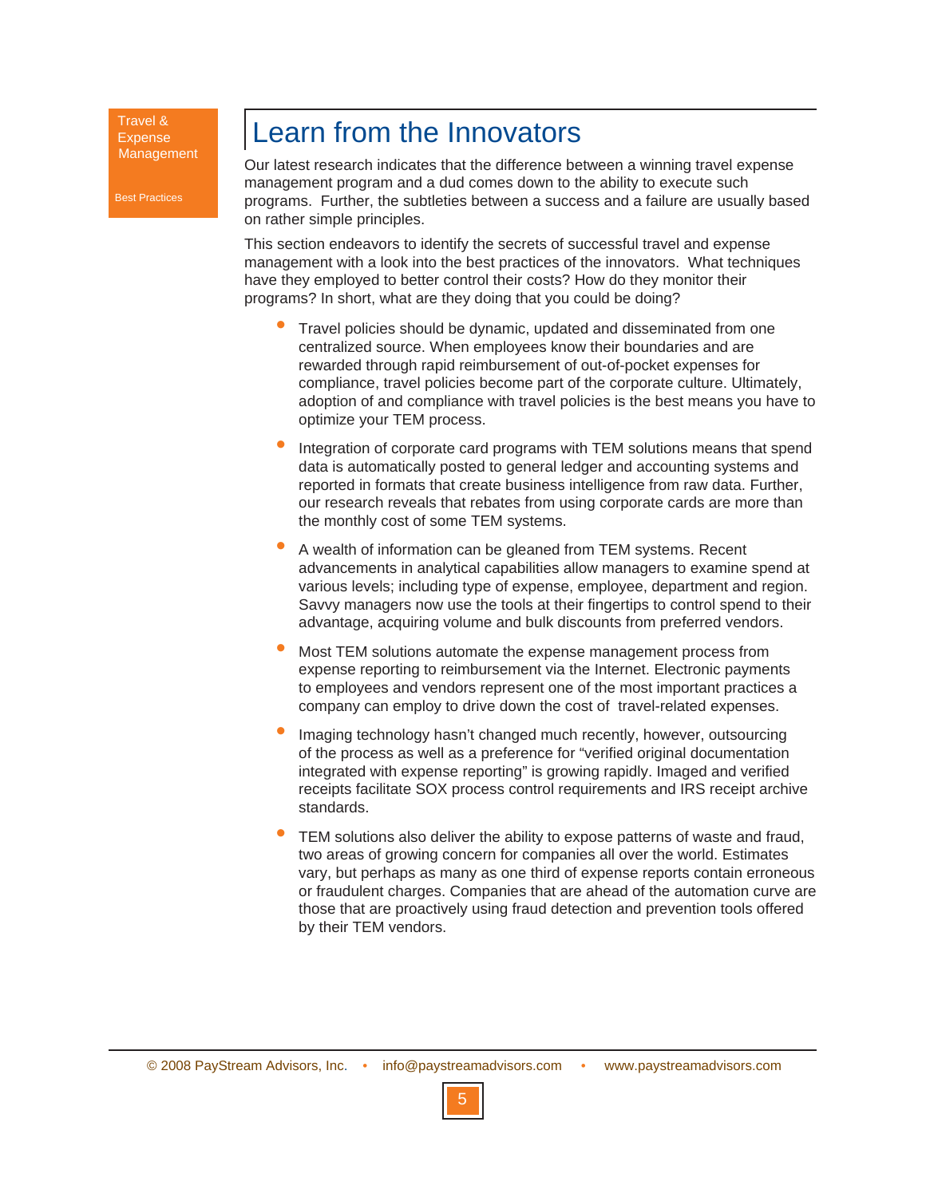# Learn from the Innovators

Our latest research indicates that the difference between a winning travel expense management program and a dud comes down to the ability to execute such programs. Further, the subtleties between a success and a failure are usually based on rather simple principles.

This section endeavors to identify the secrets of successful travel and expense management with a look into the best practices of the innovators. What techniques have they employed to better control their costs? How do they monitor their programs? In short, what are they doing that you could be doing?

- Travel policies should be dynamic, updated and disseminated from one centralized source. When employees know their boundaries and are rewarded through rapid reimbursement of out-of-pocket expenses for compliance, travel policies become part of the corporate culture. Ultimately, adoption of and compliance with travel policies is the best means you have to optimize your TEM process.
- Integration of corporate card programs with TEM solutions means that spend data is automatically posted to general ledger and accounting systems and reported in formats that create business intelligence from raw data. Further, our research reveals that rebates from using corporate cards are more than the monthly cost of some TEM systems.
- A wealth of information can be gleaned from TEM systems. Recent advancements in analytical capabilities allow managers to examine spend at various levels; including type of expense, employee, department and region. Savvy managers now use the tools at their fingertips to control spend to their advantage, acquiring volume and bulk discounts from preferred vendors.
- Most TEM solutions automate the expense management process from expense reporting to reimbursement via the Internet. Electronic payments to employees and vendors represent one of the most important practices a company can employ to drive down the cost of travel-related expenses.
- Imaging technology hasn't changed much recently, however, outsourcing of the process as well as a preference for "verified original documentation integrated with expense reporting" is growing rapidly. Imaged and verified receipts facilitate SOX process control requirements and IRS receipt archive standards.
- TEM solutions also deliver the ability to expose patterns of waste and fraud, two areas of growing concern for companies all over the world. Estimates vary, but perhaps as many as one third of expense reports contain erroneous or fraudulent charges. Companies that are ahead of the automation curve are those that are proactively using fraud detection and prevention tools offered by their TEM vendors.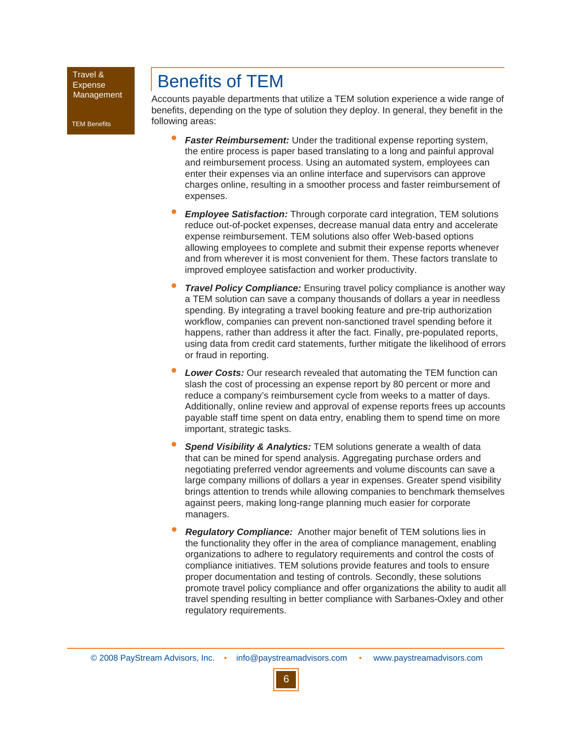# Benefits of TEM

Accounts payable departments that utilize a TEM solution experience a wide range of benefits, depending on the type of solution they deploy. In general, they benefit in the following areas:

- ***Faster Reimbursement:*** Under the traditional expense reporting system, the entire process is paper based translating to a long and painful approval and reimbursement process. Using an automated system, employees can enter their expenses via an online interface and supervisors can approve charges online, resulting in a smoother process and faster reimbursement of expenses.
- ***Employee Satisfaction:*** Through corporate card integration, TEM solutions reduce out-of-pocket expenses, decrease manual data entry and accelerate expense reimbursement. TEM solutions also offer Web-based options allowing employees to complete and submit their expense reports whenever and from wherever it is most convenient for them. These factors translate to improved employee satisfaction and worker productivity.
- ***Travel Policy Compliance:*** Ensuring travel policy compliance is another way a TEM solution can save a company thousands of dollars a year in needless spending. By integrating a travel booking feature and pre-trip authorization workflow, companies can prevent non-sanctioned travel spending before it happens, rather than address it after the fact. Finally, pre-populated reports, using data from credit card statements, further mitigate the likelihood of errors or fraud in reporting.
- ***Lower Costs:*** Our research revealed that automating the TEM function can slash the cost of processing an expense report by 80 percent or more and reduce a company's reimbursement cycle from weeks to a matter of days. Additionally, online review and approval of expense reports frees up accounts payable staff time spent on data entry, enabling them to spend time on more important, strategic tasks.
- ***Spend Visibility & Analytics:*** TEM solutions generate a wealth of data that can be mined for spend analysis. Aggregating purchase orders and negotiating preferred vendor agreements and volume discounts can save a large company millions of dollars a year in expenses. Greater spend visibility brings attention to trends while allowing companies to benchmark themselves against peers, making long-range planning much easier for corporate managers.
- ***Regulatory Compliance:*** Another major benefit of TEM solutions lies in the functionality they offer in the area of compliance management, enabling organizations to adhere to regulatory requirements and control the costs of compliance initiatives. TEM solutions provide features and tools to ensure proper documentation and testing of controls. Secondly, these solutions promote travel policy compliance and offer organizations the ability to audit all travel spending resulting in better compliance with Sarbanes-Oxley and other regulatory requirements.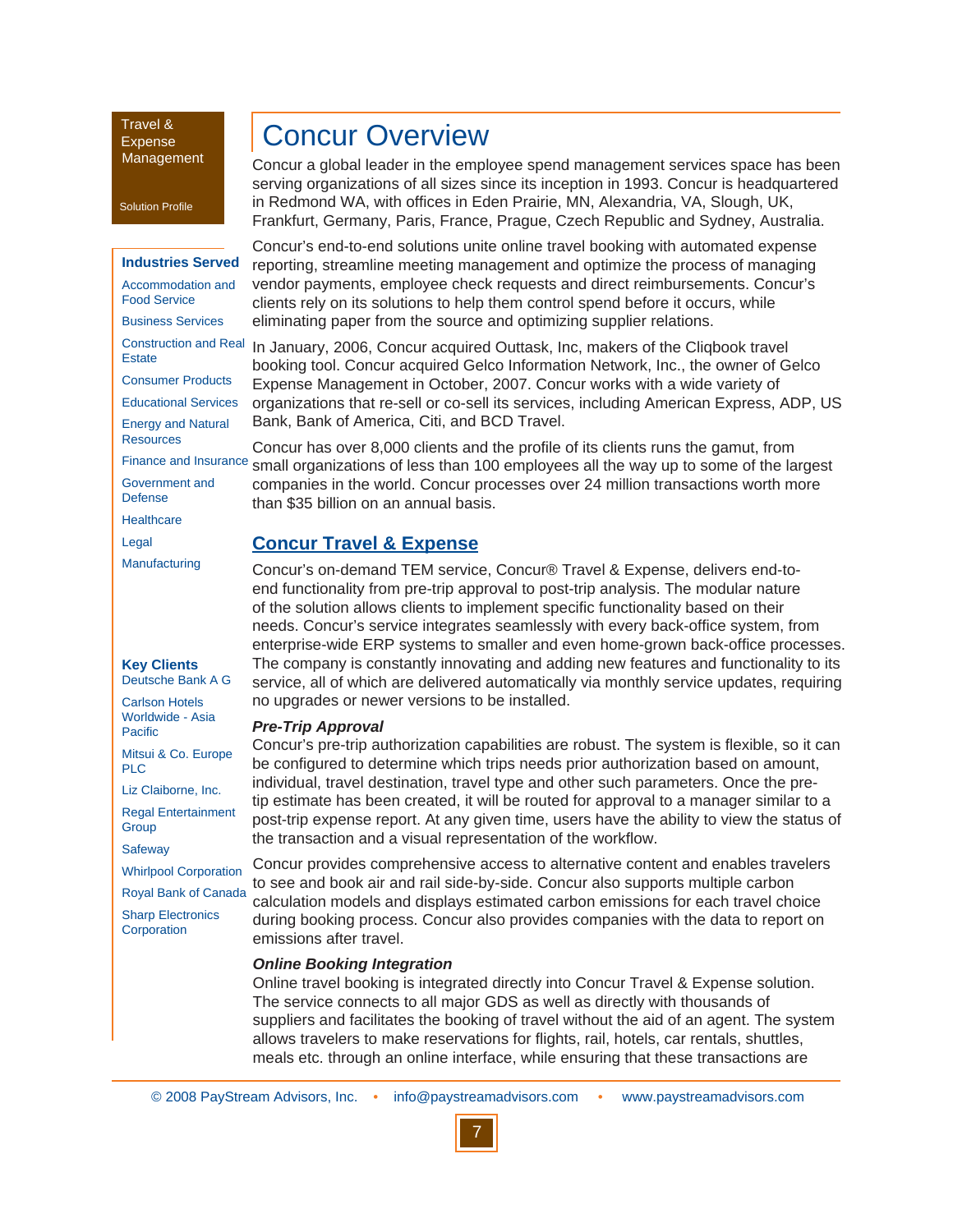Travel & Expense Management

Solution Profile

# Concur Overview

Concur a global leader in the employee spend management services space has been serving organizations of all sizes since its inception in 1993. Concur is headquartered in Redmond WA, with offices in Eden Prairie, MN, Alexandria, VA, Slough, UK, Frankfurt, Germany, Paris, France, Prague, Czech Republic and Sydney, Australia.

Concur's end-to-end solutions unite online travel booking with automated expense reporting, streamline meeting management and optimize the process of managing vendor payments, employee check requests and direct reimbursements. Concur's clients rely on its solutions to help them control spend before it occurs, while eliminating paper from the source and optimizing supplier relations.

In January, 2006, Concur acquired Outtask, Inc, makers of the Cliqbook travel booking tool. Concur acquired Gelco Information Network, Inc., the owner of Gelco Expense Management in October, 2007. Concur works with a wide variety of organizations that re-sell or co-sell its services, including American Express, ADP, US Bank, Bank of America, Citi, and BCD Travel.

Concur has over 8,000 clients and the profile of its clients runs the gamut, from small organizations of less than 100 employees all the way up to some of the largest companies in the world. Concur processes over 24 million transactions worth more than $35 billion on an annual basis.

**Industries Served**

- Accommodation and Food Service
- Business Services
- Construction and Real Estate
- Consumer Products
- Educational Services
- Energy and Natural Resources
- Finance and Insurance
- Government and Defense
- Healthcare
- Legal
- Manufacturing

**Key Clients**

- Deutsche Bank A G
- Carlson Hotels Worldwide - Asia Pacific
- Mitsui & Co. Europe PLC
- Liz Claiborne, Inc.
- Regal Entertainment Group
- Safeway
- Whirlpool Corporation
- Royal Bank of Canada
- Sharp Electronics Corporation

## Concur Travel & Expense

Concur's on-demand TEM service, Concur® Travel & Expense, delivers end-to-end functionality from pre-trip approval to post-trip analysis. The modular nature of the solution allows clients to implement specific functionality based on their needs. Concur's service integrates seamlessly with every back-office system, from enterprise-wide ERP systems to smaller and even home-grown back-office processes. The company is constantly innovating and adding new features and functionality to its service, all of which are delivered automatically via monthly service updates, requiring no upgrades or newer versions to be installed.

***Pre-Trip Approval***

Concur's pre-trip authorization capabilities are robust. The system is flexible, so it can be configured to determine which trips needs prior authorization based on amount, individual, travel destination, travel type and other such parameters. Once the pre-tip estimate has been created, it will be routed for approval to a manager similar to a post-trip expense report. At any given time, users have the ability to view the status of the transaction and a visual representation of the workflow.

Concur provides comprehensive access to alternative content and enables travelers to see and book air and rail side-by-side. Concur also supports multiple carbon calculation models and displays estimated carbon emissions for each travel choice during booking process. Concur also provides companies with the data to report on emissions after travel.

***Online Booking Integration***

Online travel booking is integrated directly into Concur Travel & Expense solution. The service connects to all major GDS as well as directly with thousands of suppliers and facilitates the booking of travel without the aid of an agent. The system allows travelers to make reservations for flights, rail, hotels, car rentals, shuttles, meals etc. through an online interface, while ensuring that these transactions are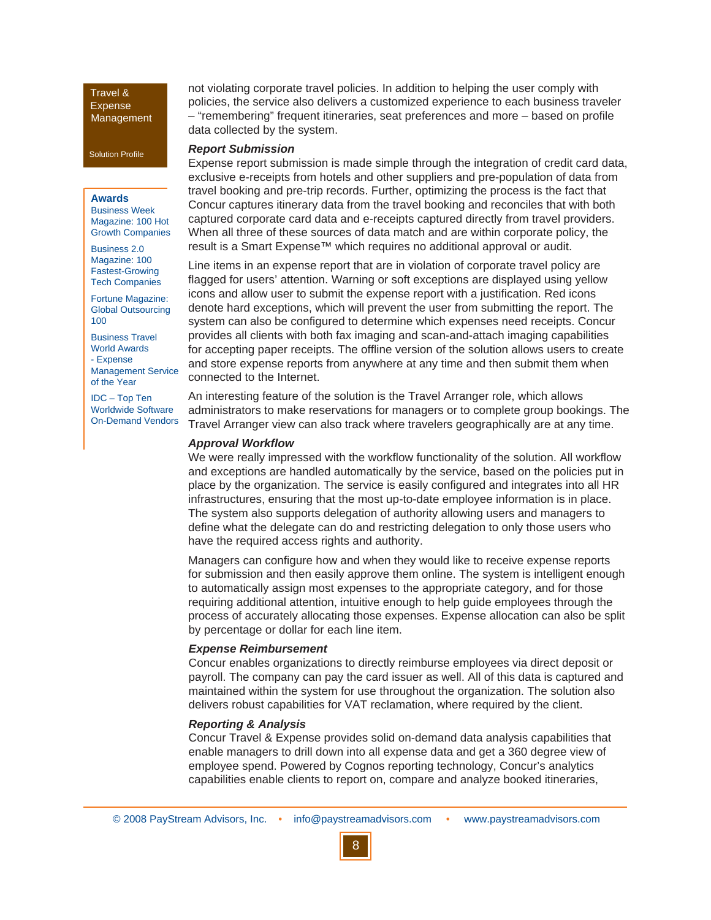not violating corporate travel policies. In addition to helping the user comply with policies, the service also delivers a customized experience to each business traveler – "remembering" frequent itineraries, seat preferences and more – based on profile data collected by the system.

***Report Submission***

Expense report submission is made simple through the integration of credit card data, exclusive e-receipts from hotels and other suppliers and pre-population of data from travel booking and pre-trip records. Further, optimizing the process is the fact that Concur captures itinerary data from the travel booking and reconciles that with both captured corporate card data and e-receipts captured directly from travel providers. When all three of these sources of data match and are within corporate policy, the result is a Smart Expense™ which requires no additional approval or audit.

Line items in an expense report that are in violation of corporate travel policy are flagged for users' attention. Warning or soft exceptions are displayed using yellow icons and allow user to submit the expense report with a justification. Red icons denote hard exceptions, which will prevent the user from submitting the report. The system can also be configured to determine which expenses need receipts. Concur provides all clients with both fax imaging and scan-and-attach imaging capabilities for accepting paper receipts. The offline version of the solution allows users to create and store expense reports from anywhere at any time and then submit them when connected to the Internet.

An interesting feature of the solution is the Travel Arranger role, which allows administrators to make reservations for managers or to complete group bookings. The Travel Arranger view can also track where travelers geographically are at any time.

***Approval Workflow***

We were really impressed with the workflow functionality of the solution. All workflow and exceptions are handled automatically by the service, based on the policies put in place by the organization. The service is easily configured and integrates into all HR infrastructures, ensuring that the most up-to-date employee information is in place. The system also supports delegation of authority allowing users and managers to define what the delegate can do and restricting delegation to only those users who have the required access rights and authority.

Managers can configure how and when they would like to receive expense reports for submission and then easily approve them online. The system is intelligent enough to automatically assign most expenses to the appropriate category, and for those requiring additional attention, intuitive enough to help guide employees through the process of accurately allocating those expenses. Expense allocation can also be split by percentage or dollar for each line item.

***Expense Reimbursement***

Concur enables organizations to directly reimburse employees via direct deposit or payroll. The company can pay the card issuer as well. All of this data is captured and maintained within the system for use throughout the organization. The solution also delivers robust capabilities for VAT reclamation, where required by the client.

***Reporting & Analysis***

Concur Travel & Expense provides solid on-demand data analysis capabilities that enable managers to drill down into all expense data and get a 360 degree view of employee spend. Powered by Cognos reporting technology, Concur's analytics capabilities enable clients to report on, compare and analyze booked itineraries,

**Awards**

Business Week Magazine: 100 Hot Growth Companies

Business 2.0 Magazine: 100 Fastest-Growing Tech Companies

Fortune Magazine: Global Outsourcing 100

Business Travel World Awards - Expense Management Service of the Year

IDC – Top Ten Worldwide Software On-Demand Vendors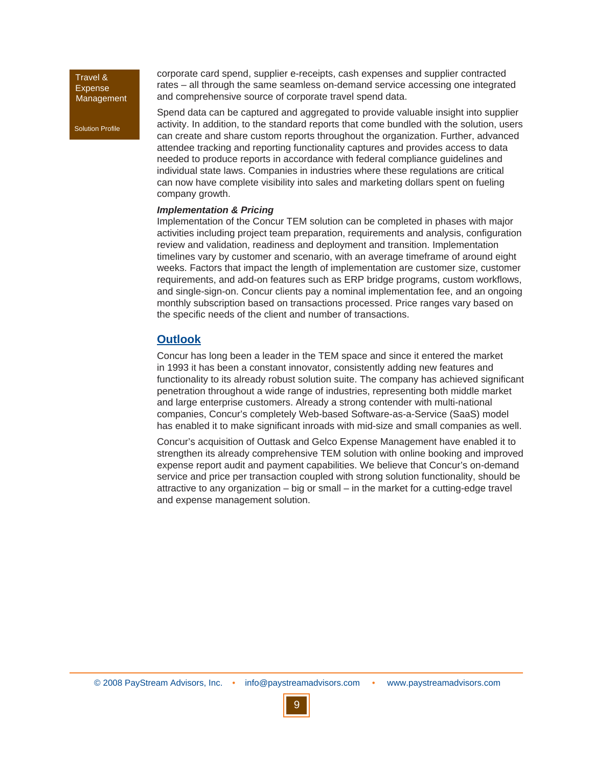corporate card spend, supplier e-receipts, cash expenses and supplier contracted rates – all through the same seamless on-demand service accessing one integrated and comprehensive source of corporate travel spend data.

Spend data can be captured and aggregated to provide valuable insight into supplier activity. In addition, to the standard reports that come bundled with the solution, users can create and share custom reports throughout the organization. Further, advanced attendee tracking and reporting functionality captures and provides access to data needed to produce reports in accordance with federal compliance guidelines and individual state laws. Companies in industries where these regulations are critical can now have complete visibility into sales and marketing dollars spent on fueling company growth.

***Implementation & Pricing***

Implementation of the Concur TEM solution can be completed in phases with major activities including project team preparation, requirements and analysis, configuration review and validation, readiness and deployment and transition. Implementation timelines vary by customer and scenario, with an average timeframe of around eight weeks. Factors that impact the length of implementation are customer size, customer requirements, and add-on features such as ERP bridge programs, custom workflows, and single-sign-on. Concur clients pay a nominal implementation fee, and an ongoing monthly subscription based on transactions processed. Price ranges vary based on the specific needs of the client and number of transactions.

## Outlook

Concur has long been a leader in the TEM space and since it entered the market in 1993 it has been a constant innovator, consistently adding new features and functionality to its already robust solution suite. The company has achieved significant penetration throughout a wide range of industries, representing both middle market and large enterprise customers. Already a strong contender with multi-national companies, Concur's completely Web-based Software-as-a-Service (SaaS) model has enabled it to make significant inroads with mid-size and small companies as well.

Concur's acquisition of Outtask and Gelco Expense Management have enabled it to strengthen its already comprehensive TEM solution with online booking and improved expense report audit and payment capabilities. We believe that Concur's on-demand service and price per transaction coupled with strong solution functionality, should be attractive to any organization – big or small – in the market for a cutting-edge travel and expense management solution.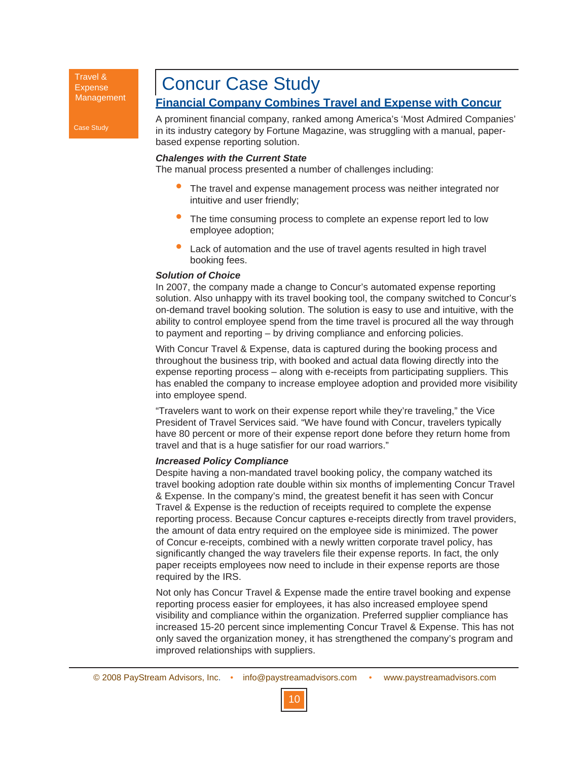Travel & Expense Management

Case Study

# Concur Case Study

## Financial Company Combines Travel and Expense with Concur

A prominent financial company, ranked among America's 'Most Admired Companies' in its industry category by Fortune Magazine, was struggling with a manual, paper-based expense reporting solution.

***Chalenges with the Current State***

The manual process presented a number of challenges including:

- The travel and expense management process was neither integrated nor intuitive and user friendly;
- The time consuming process to complete an expense report led to low employee adoption;
- Lack of automation and the use of travel agents resulted in high travel booking fees.

***Solution of Choice***

In 2007, the company made a change to Concur's automated expense reporting solution. Also unhappy with its travel booking tool, the company switched to Concur's on-demand travel booking solution. The solution is easy to use and intuitive, with the ability to control employee spend from the time travel is procured all the way through to payment and reporting – by driving compliance and enforcing policies.

With Concur Travel & Expense, data is captured during the booking process and throughout the business trip, with booked and actual data flowing directly into the expense reporting process – along with e-receipts from participating suppliers. This has enabled the company to increase employee adoption and provided more visibility into employee spend.

"Travelers want to work on their expense report while they're traveling," the Vice President of Travel Services said. "We have found with Concur, travelers typically have 80 percent or more of their expense report done before they return home from travel and that is a huge satisfier for our road warriors."

***Increased Policy Compliance***

Despite having a non-mandated travel booking policy, the company watched its travel booking adoption rate double within six months of implementing Concur Travel & Expense. In the company's mind, the greatest benefit it has seen with Concur Travel & Expense is the reduction of receipts required to complete the expense reporting process. Because Concur captures e-receipts directly from travel providers, the amount of data entry required on the employee side is minimized. The power of Concur e-receipts, combined with a newly written corporate travel policy, has significantly changed the way travelers file their expense reports. In fact, the only paper receipts employees now need to include in their expense reports are those required by the IRS.

Not only has Concur Travel & Expense made the entire travel booking and expense reporting process easier for employees, it has also increased employee spend visibility and compliance within the organization. Preferred supplier compliance has increased 15-20 percent since implementing Concur Travel & Expense. This has not only saved the organization money, it has strengthened the company's program and improved relationships with suppliers.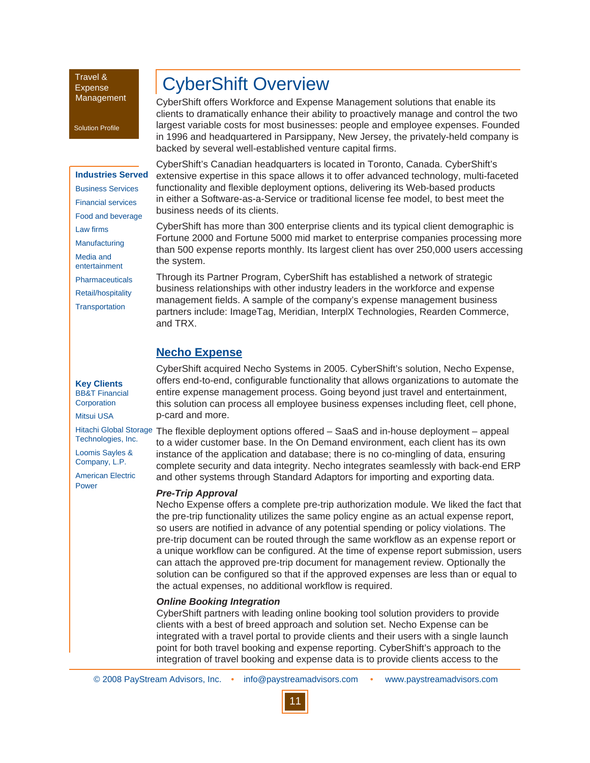Travel & Expense Management

Solution Profile

# CyberShift Overview

CyberShift offers Workforce and Expense Management solutions that enable its clients to dramatically enhance their ability to proactively manage and control the two largest variable costs for most businesses: people and employee expenses. Founded in 1996 and headquartered in Parsippany, New Jersey, the privately-held company is backed by several well-established venture capital firms.

CyberShift's Canadian headquarters is located in Toronto, Canada. CyberShift's extensive expertise in this space allows it to offer advanced technology, multi-faceted functionality and flexible deployment options, delivering its Web-based products in either a Software-as-a-Service or traditional license fee model, to best meet the business needs of its clients.

CyberShift has more than 300 enterprise clients and its typical client demographic is Fortune 2000 and Fortune 5000 mid market to enterprise companies processing more than 500 expense reports monthly. Its largest client has over 250,000 users accessing the system.

Through its Partner Program, CyberShift has established a network of strategic business relationships with other industry leaders in the workforce and expense management fields. A sample of the company's expense management business partners include: ImageTag, Meridian, InterplX Technologies, Rearden Commerce, and TRX.

**Industries Served**

- Business Services
- Financial services
- Food and beverage
- Law firms
- Manufacturing
- Media and entertainment
- Pharmaceuticals
- Retail/hospitality
- Transportation

**Key Clients**

- BB&T Financial Corporation
- Mitsui USA
- Hitachi Global Storage Technologies, Inc.
- Loomis Sayles & Company, L.P.
- American Electric Power

## Necho Expense

CyberShift acquired Necho Systems in 2005. CyberShift's solution, Necho Expense, offers end-to-end, configurable functionality that allows organizations to automate the entire expense management process. Going beyond just travel and entertainment, this solution can process all employee business expenses including fleet, cell phone, p-card and more.

The flexible deployment options offered – SaaS and in-house deployment – appeal to a wider customer base. In the On Demand environment, each client has its own instance of the application and database; there is no co-mingling of data, ensuring complete security and data integrity. Necho integrates seamlessly with back-end ERP and other systems through Standard Adaptors for importing and exporting data.

***Pre-Trip Approval***

Necho Expense offers a complete pre-trip authorization module. We liked the fact that the pre-trip functionality utilizes the same policy engine as an actual expense report, so users are notified in advance of any potential spending or policy violations. The pre-trip document can be routed through the same workflow as an expense report or a unique workflow can be configured. At the time of expense report submission, users can attach the approved pre-trip document for management review. Optionally the solution can be configured so that if the approved expenses are less than or equal to the actual expenses, no additional workflow is required.

***Online Booking Integration***

CyberShift partners with leading online booking tool solution providers to provide clients with a best of breed approach and solution set. Necho Expense can be integrated with a travel portal to provide clients and their users with a single launch point for both travel booking and expense reporting. CyberShift's approach to the integration of travel booking and expense data is to provide clients access to the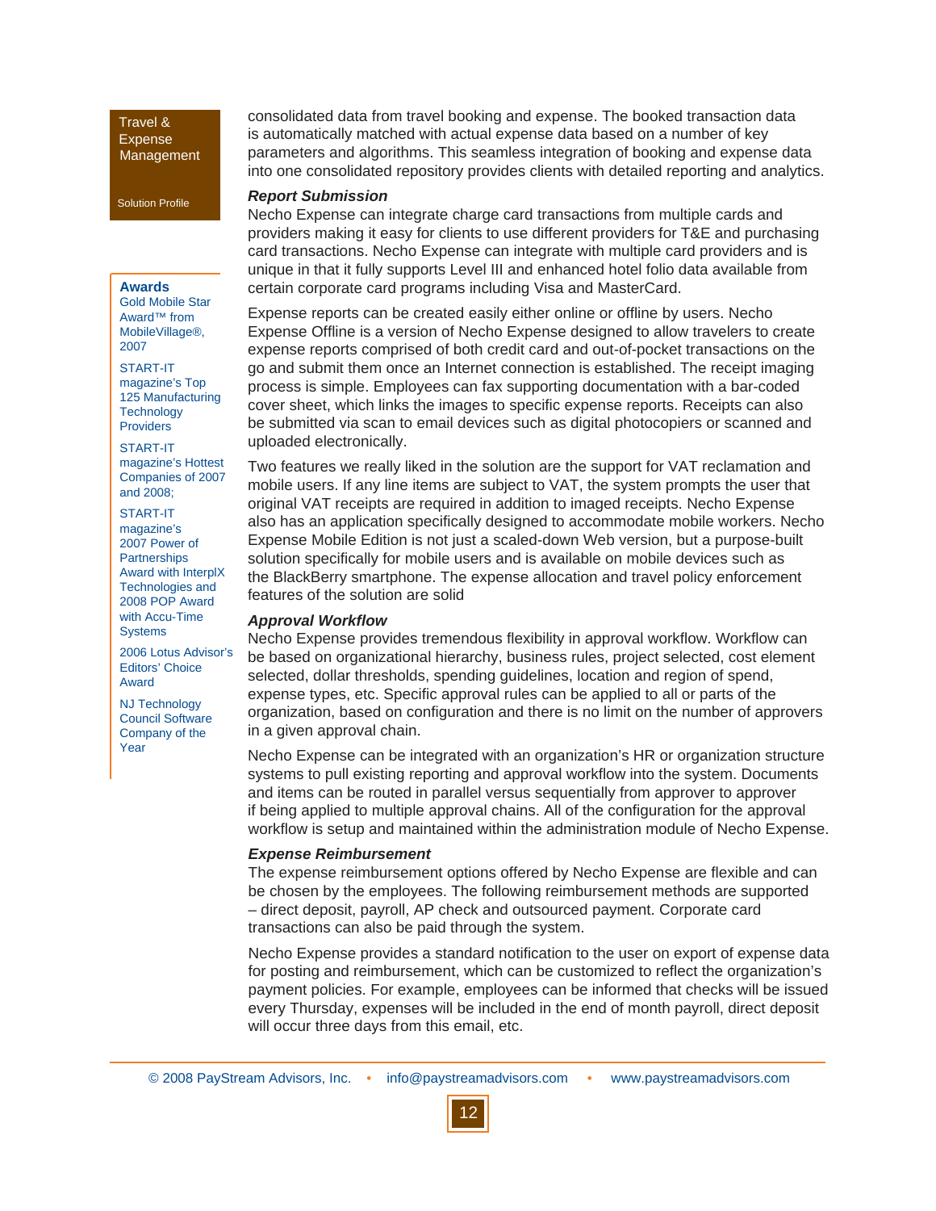consolidated data from travel booking and expense. The booked transaction data is automatically matched with actual expense data based on a number of key parameters and algorithms. This seamless integration of booking and expense data into one consolidated repository provides clients with detailed reporting and analytics.

***Report Submission***

Necho Expense can integrate charge card transactions from multiple cards and providers making it easy for clients to use different providers for T&E and purchasing card transactions. Necho Expense can integrate with multiple card providers and is unique in that it fully supports Level III and enhanced hotel folio data available from certain corporate card programs including Visa and MasterCard.

Expense reports can be created easily either online or offline by users. Necho Expense Offline is a version of Necho Expense designed to allow travelers to create expense reports comprised of both credit card and out-of-pocket transactions on the go and submit them once an Internet connection is established. The receipt imaging process is simple. Employees can fax supporting documentation with a bar-coded cover sheet, which links the images to specific expense reports. Receipts can also be submitted via scan to email devices such as digital photocopiers or scanned and uploaded electronically.

Two features we really liked in the solution are the support for VAT reclamation and mobile users. If any line items are subject to VAT, the system prompts the user that original VAT receipts are required in addition to imaged receipts. Necho Expense also has an application specifically designed to accommodate mobile workers. Necho Expense Mobile Edition is not just a scaled-down Web version, but a purpose-built solution specifically for mobile users and is available on mobile devices such as the BlackBerry smartphone. The expense allocation and travel policy enforcement features of the solution are solid

***Approval Workflow***

Necho Expense provides tremendous flexibility in approval workflow. Workflow can be based on organizational hierarchy, business rules, project selected, cost element selected, dollar thresholds, spending guidelines, location and region of spend, expense types, etc. Specific approval rules can be applied to all or parts of the organization, based on configuration and there is no limit on the number of approvers in a given approval chain.

Necho Expense can be integrated with an organization's HR or organization structure systems to pull existing reporting and approval workflow into the system. Documents and items can be routed in parallel versus sequentially from approver to approver if being applied to multiple approval chains. All of the configuration for the approval workflow is setup and maintained within the administration module of Necho Expense.

***Expense Reimbursement***

The expense reimbursement options offered by Necho Expense are flexible and can be chosen by the employees. The following reimbursement methods are supported – direct deposit, payroll, AP check and outsourced payment. Corporate card transactions can also be paid through the system.

Necho Expense provides a standard notification to the user on export of expense data for posting and reimbursement, which can be customized to reflect the organization's payment policies. For example, employees can be informed that checks will be issued every Thursday, expenses will be included in the end of month payroll, direct deposit will occur three days from this email, etc.

**Awards**

Gold Mobile Star Award™ from MobileVillage®, 2007

START-IT magazine's Top 125 Manufacturing Technology Providers

START-IT magazine's Hottest Companies of 2007 and 2008;

START-IT magazine's 2007 Power of Partnerships Award with InterplX Technologies and 2008 POP Award with Accu-Time Systems

2006 Lotus Advisor's Editors' Choice Award

NJ Technology Council Software Company of the Year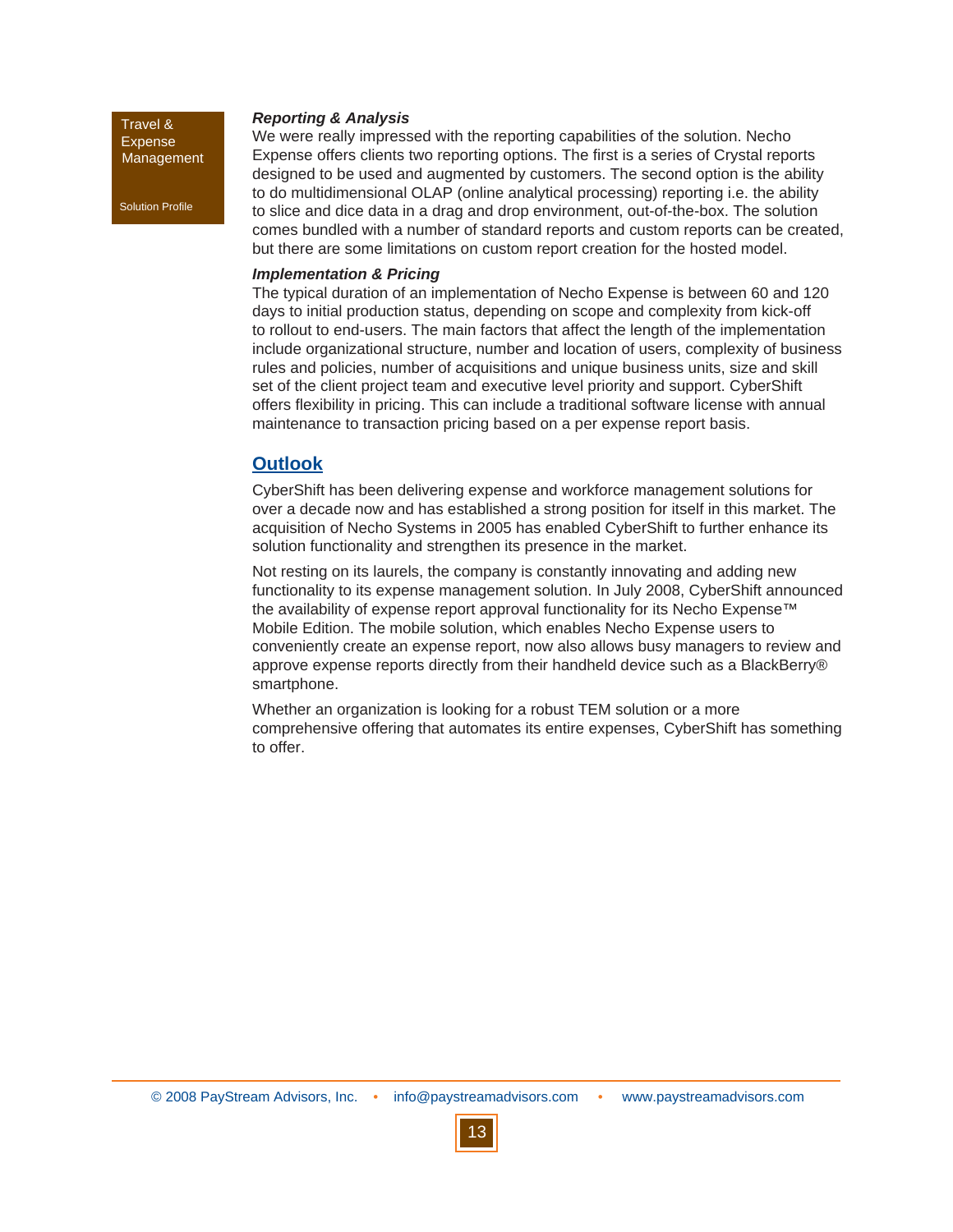### *Reporting & Analysis*

We were really impressed with the reporting capabilities of the solution. Necho Expense offers clients two reporting options. The first is a series of Crystal reports designed to be used and augmented by customers. The second option is the ability to do multidimensional OLAP (online analytical processing) reporting i.e. the ability to slice and dice data in a drag and drop environment, out-of-the-box. The solution comes bundled with a number of standard reports and custom reports can be created, but there are some limitations on custom report creation for the hosted model.

### *Implementation & Pricing*

The typical duration of an implementation of Necho Expense is between 60 and 120 days to initial production status, depending on scope and complexity from kick-off to rollout to end-users. The main factors that affect the length of the implementation include organizational structure, number and location of users, complexity of business rules and policies, number of acquisitions and unique business units, size and skill set of the client project team and executive level priority and support. CyberShift offers flexibility in pricing. This can include a traditional software license with annual maintenance to transaction pricing based on a per expense report basis.

## Outlook

CyberShift has been delivering expense and workforce management solutions for over a decade now and has established a strong position for itself in this market. The acquisition of Necho Systems in 2005 has enabled CyberShift to further enhance its solution functionality and strengthen its presence in the market.

Not resting on its laurels, the company is constantly innovating and adding new functionality to its expense management solution. In July 2008, CyberShift announced the availability of expense report approval functionality for its Necho Expense™ Mobile Edition. The mobile solution, which enables Necho Expense users to conveniently create an expense report, now also allows busy managers to review and approve expense reports directly from their handheld device such as a BlackBerry® smartphone.

Whether an organization is looking for a robust TEM solution or a more comprehensive offering that automates its entire expenses, CyberShift has something to offer.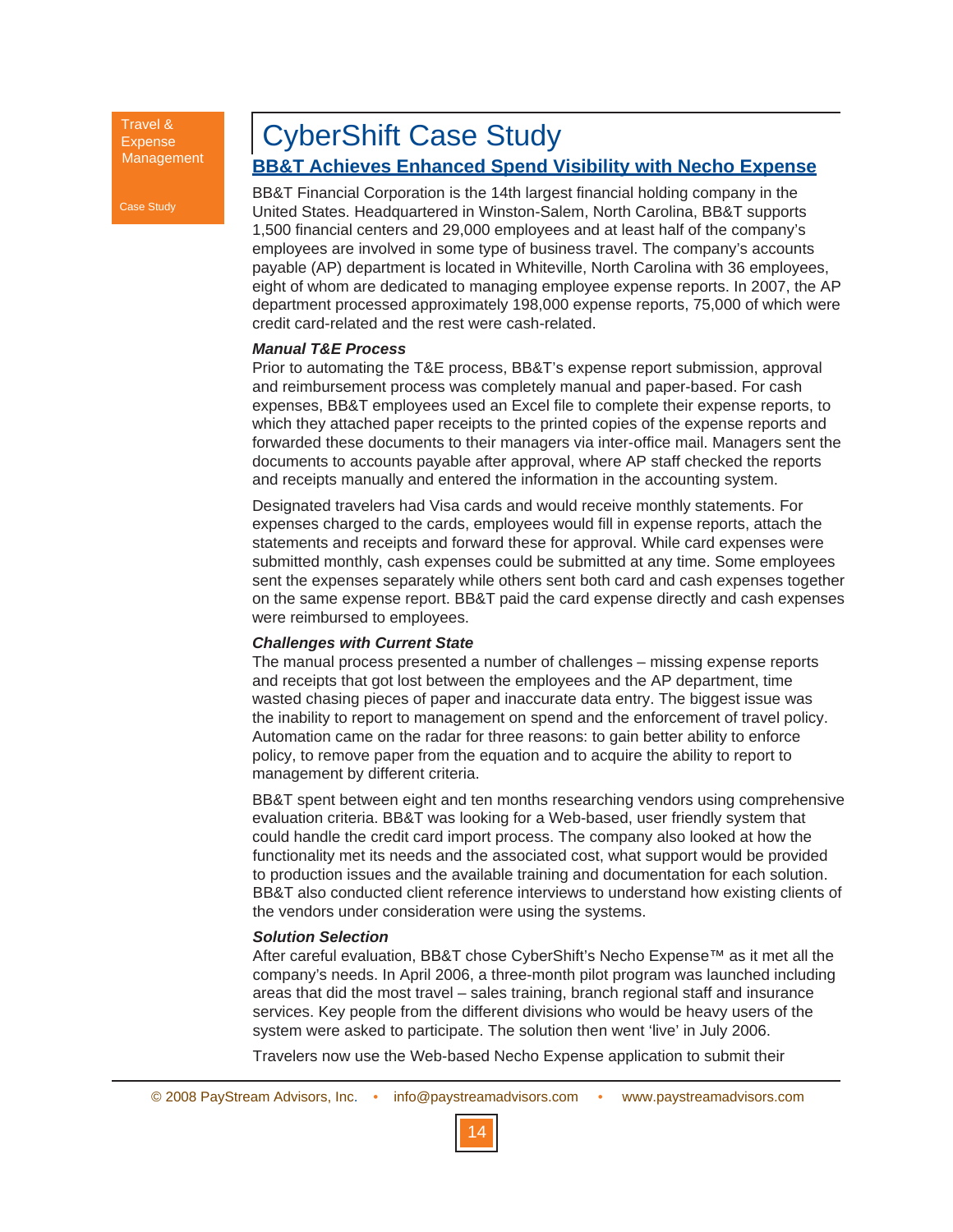# CyberShift Case Study

## BB&T Achieves Enhanced Spend Visibility with Necho Expense

BB&T Financial Corporation is the 14th largest financial holding company in the United States. Headquartered in Winston-Salem, North Carolina, BB&T supports 1,500 financial centers and 29,000 employees and at least half of the company's employees are involved in some type of business travel. The company's accounts payable (AP) department is located in Whiteville, North Carolina with 36 employees, eight of whom are dedicated to managing employee expense reports. In 2007, the AP department processed approximately 198,000 expense reports, 75,000 of which were credit card-related and the rest were cash-related.

### *Manual T&E Process*

Prior to automating the T&E process, BB&T's expense report submission, approval and reimbursement process was completely manual and paper-based. For cash expenses, BB&T employees used an Excel file to complete their expense reports, to which they attached paper receipts to the printed copies of the expense reports and forwarded these documents to their managers via inter-office mail. Managers sent the documents to accounts payable after approval, where AP staff checked the reports and receipts manually and entered the information in the accounting system.

Designated travelers had Visa cards and would receive monthly statements. For expenses charged to the cards, employees would fill in expense reports, attach the statements and receipts and forward these for approval. While card expenses were submitted monthly, cash expenses could be submitted at any time. Some employees sent the expenses separately while others sent both card and cash expenses together on the same expense report. BB&T paid the card expense directly and cash expenses were reimbursed to employees.

### *Challenges with Current State*

The manual process presented a number of challenges – missing expense reports and receipts that got lost between the employees and the AP department, time wasted chasing pieces of paper and inaccurate data entry. The biggest issue was the inability to report to management on spend and the enforcement of travel policy. Automation came on the radar for three reasons: to gain better ability to enforce policy, to remove paper from the equation and to acquire the ability to report to management by different criteria.

BB&T spent between eight and ten months researching vendors using comprehensive evaluation criteria. BB&T was looking for a Web-based, user friendly system that could handle the credit card import process. The company also looked at how the functionality met its needs and the associated cost, what support would be provided to production issues and the available training and documentation for each solution. BB&T also conducted client reference interviews to understand how existing clients of the vendors under consideration were using the systems.

### *Solution Selection*

After careful evaluation, BB&T chose CyberShift's Necho Expense™ as it met all the company's needs. In April 2006, a three-month pilot program was launched including areas that did the most travel – sales training, branch regional staff and insurance services. Key people from the different divisions who would be heavy users of the system were asked to participate. The solution then went 'live' in July 2006.

Travelers now use the Web-based Necho Expense application to submit their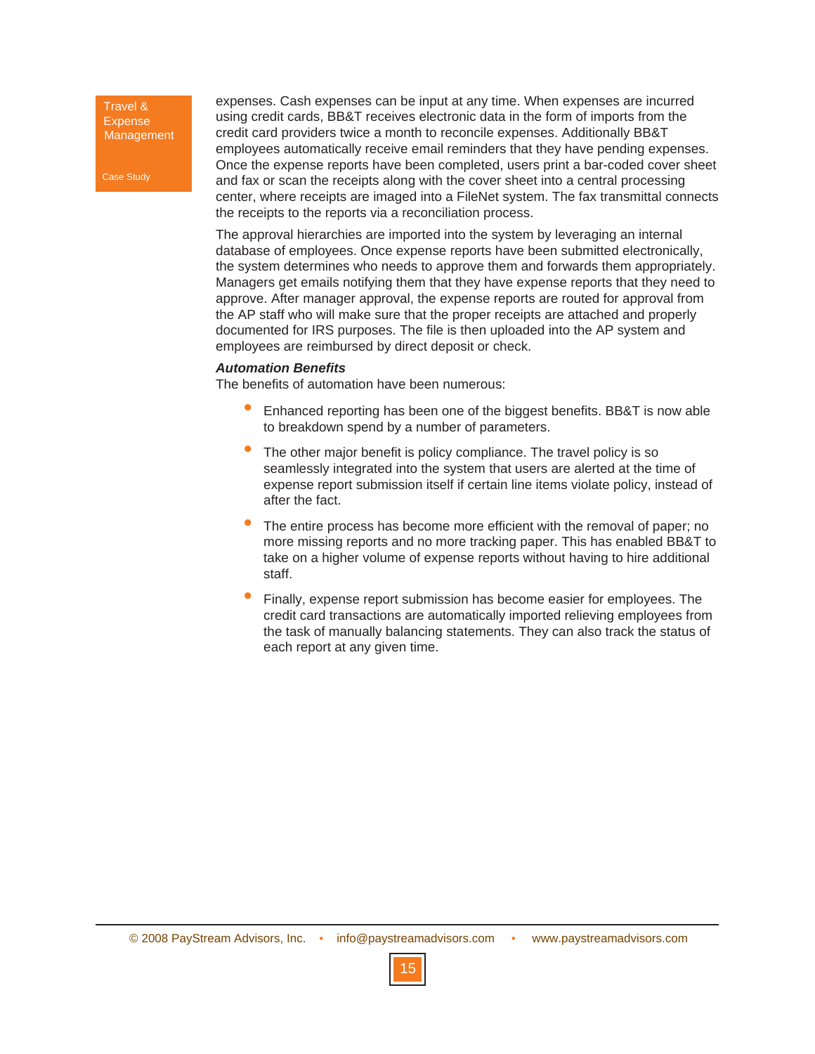expenses. Cash expenses can be input at any time. When expenses are incurred using credit cards, BB&T receives electronic data in the form of imports from the credit card providers twice a month to reconcile expenses. Additionally BB&T employees automatically receive email reminders that they have pending expenses. Once the expense reports have been completed, users print a bar-coded cover sheet and fax or scan the receipts along with the cover sheet into a central processing center, where receipts are imaged into a FileNet system. The fax transmittal connects the receipts to the reports via a reconciliation process.

The approval hierarchies are imported into the system by leveraging an internal database of employees. Once expense reports have been submitted electronically, the system determines who needs to approve them and forwards them appropriately. Managers get emails notifying them that they have expense reports that they need to approve. After manager approval, the expense reports are routed for approval from the AP staff who will make sure that the proper receipts are attached and properly documented for IRS purposes. The file is then uploaded into the AP system and employees are reimbursed by direct deposit or check.

***Automation Benefits***

The benefits of automation have been numerous:

- Enhanced reporting has been one of the biggest benefits. BB&T is now able to breakdown spend by a number of parameters.
- The other major benefit is policy compliance. The travel policy is so seamlessly integrated into the system that users are alerted at the time of expense report submission itself if certain line items violate policy, instead of after the fact.
- The entire process has become more efficient with the removal of paper; no more missing reports and no more tracking paper. This has enabled BB&T to take on a higher volume of expense reports without having to hire additional staff.
- Finally, expense report submission has become easier for employees. The credit card transactions are automatically imported relieving employees from the task of manually balancing statements. They can also track the status of each report at any given time.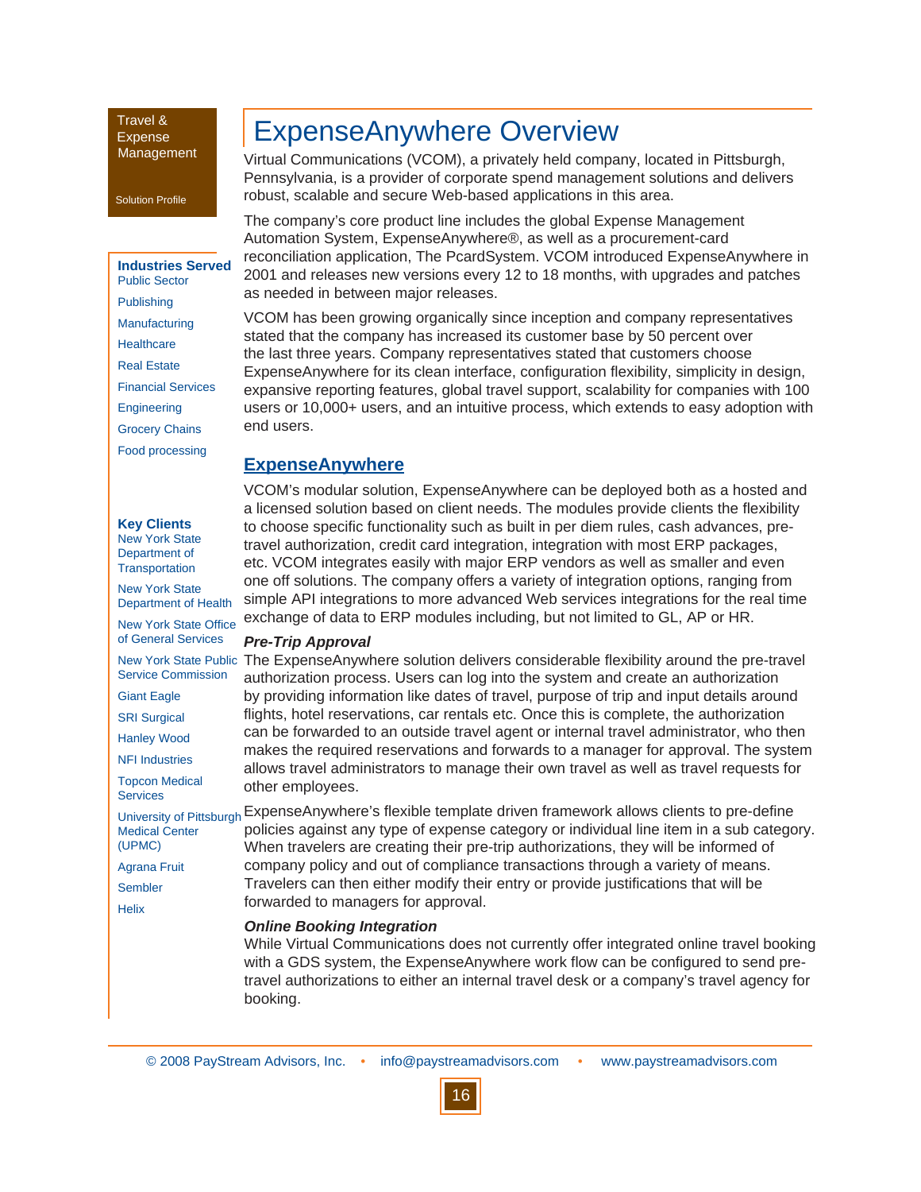Travel & Expense Management

Solution Profile

**Industries Served**

- Public Sector
- Publishing
- Manufacturing
- Healthcare
- Real Estate
- Financial Services
- Engineering
- Grocery Chains
- Food processing

**Key Clients**

- New York State Department of Transportation
- New York State Department of Health
- New York State Office of General Services
- New York State Public Service Commission
- Giant Eagle
- SRI Surgical
- Hanley Wood
- NFI Industries
- Topcon Medical Services
- University of Pittsburgh Medical Center (UPMC)
- Agrana Fruit
- Sembler
- Helix

# ExpenseAnywhere Overview

Virtual Communications (VCOM), a privately held company, located in Pittsburgh, Pennsylvania, is a provider of corporate spend management solutions and delivers robust, scalable and secure Web-based applications in this area.

The company's core product line includes the global Expense Management Automation System, ExpenseAnywhere®, as well as a procurement-card reconciliation application, The PcardSystem. VCOM introduced ExpenseAnywhere in 2001 and releases new versions every 12 to 18 months, with upgrades and patches as needed in between major releases.

VCOM has been growing organically since inception and company representatives stated that the company has increased its customer base by 50 percent over the last three years. Company representatives stated that customers choose ExpenseAnywhere for its clean interface, configuration flexibility, simplicity in design, expansive reporting features, global travel support, scalability for companies with 100 users or 10,000+ users, and an intuitive process, which extends to easy adoption with end users.

## ExpenseAnywhere

VCOM's modular solution, ExpenseAnywhere can be deployed both as a hosted and a licensed solution based on client needs. The modules provide clients the flexibility to choose specific functionality such as built in per diem rules, cash advances, pre-travel authorization, credit card integration, integration with most ERP packages, etc. VCOM integrates easily with major ERP vendors as well as smaller and even one off solutions. The company offers a variety of integration options, ranging from simple API integrations to more advanced Web services integrations for the real time exchange of data to ERP modules including, but not limited to GL, AP or HR.

***Pre-Trip Approval***

The ExpenseAnywhere solution delivers considerable flexibility around the pre-travel authorization process. Users can log into the system and create an authorization by providing information like dates of travel, purpose of trip and input details around flights, hotel reservations, car rentals etc. Once this is complete, the authorization can be forwarded to an outside travel agent or internal travel administrator, who then makes the required reservations and forwards to a manager for approval. The system allows travel administrators to manage their own travel as well as travel requests for other employees.

ExpenseAnywhere's flexible template driven framework allows clients to pre-define policies against any type of expense category or individual line item in a sub category. When travelers are creating their pre-trip authorizations, they will be informed of company policy and out of compliance transactions through a variety of means. Travelers can then either modify their entry or provide justifications that will be forwarded to managers for approval.

***Online Booking Integration***

While Virtual Communications does not currently offer integrated online travel booking with a GDS system, the ExpenseAnywhere work flow can be configured to send pre-travel authorizations to either an internal travel desk or a company's travel agency for booking.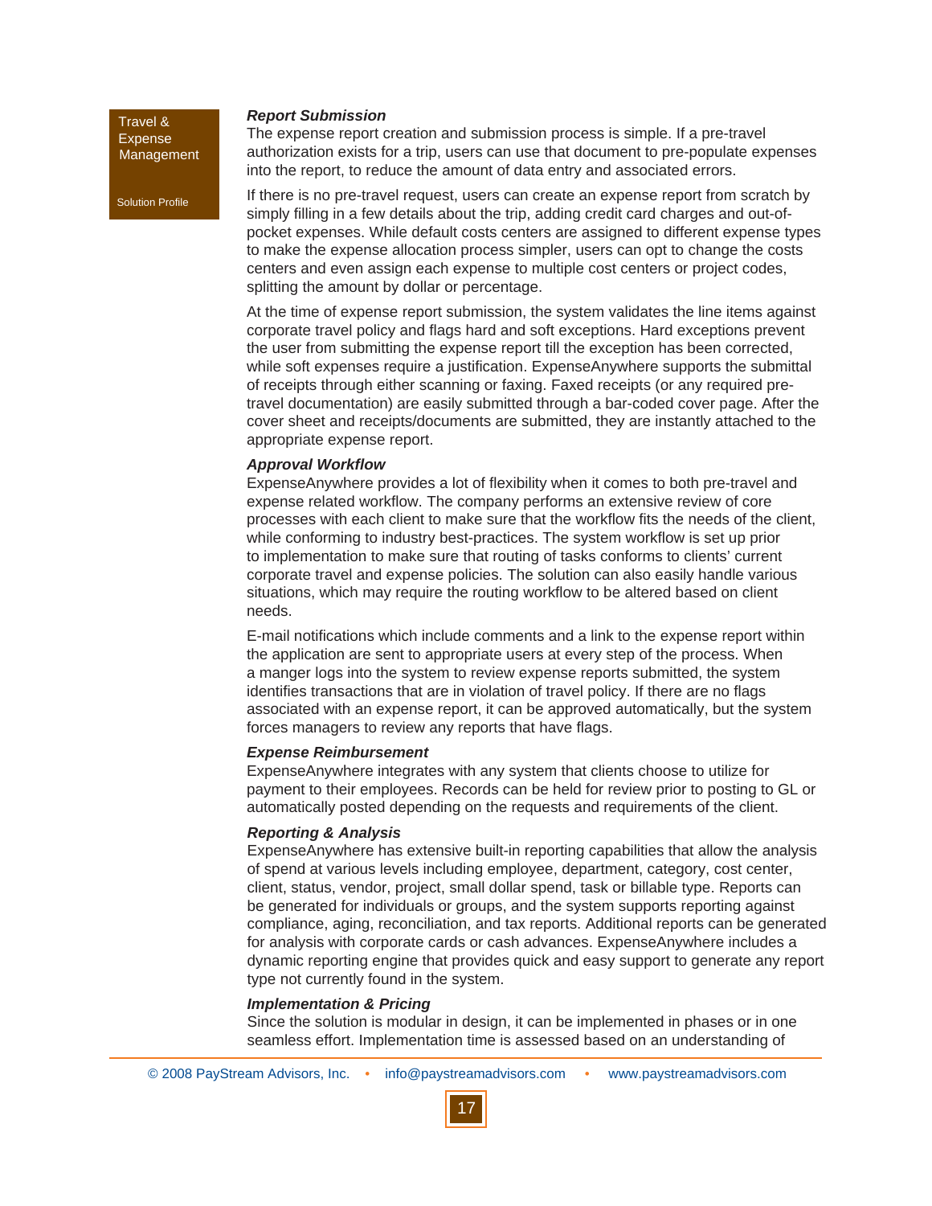### *Report Submission*

The expense report creation and submission process is simple. If a pre-travel authorization exists for a trip, users can use that document to pre-populate expenses into the report, to reduce the amount of data entry and associated errors.

If there is no pre-travel request, users can create an expense report from scratch by simply filling in a few details about the trip, adding credit card charges and out-of-pocket expenses. While default costs centers are assigned to different expense types to make the expense allocation process simpler, users can opt to change the costs centers and even assign each expense to multiple cost centers or project codes, splitting the amount by dollar or percentage.

At the time of expense report submission, the system validates the line items against corporate travel policy and flags hard and soft exceptions. Hard exceptions prevent the user from submitting the expense report till the exception has been corrected, while soft expenses require a justification. ExpenseAnywhere supports the submittal of receipts through either scanning or faxing. Faxed receipts (or any required pre-travel documentation) are easily submitted through a bar-coded cover page. After the cover sheet and receipts/documents are submitted, they are instantly attached to the appropriate expense report.

### *Approval Workflow*

ExpenseAnywhere provides a lot of flexibility when it comes to both pre-travel and expense related workflow. The company performs an extensive review of core processes with each client to make sure that the workflow fits the needs of the client, while conforming to industry best-practices. The system workflow is set up prior to implementation to make sure that routing of tasks conforms to clients' current corporate travel and expense policies. The solution can also easily handle various situations, which may require the routing workflow to be altered based on client needs.

E-mail notifications which include comments and a link to the expense report within the application are sent to appropriate users at every step of the process. When a manger logs into the system to review expense reports submitted, the system identifies transactions that are in violation of travel policy. If there are no flags associated with an expense report, it can be approved automatically, but the system forces managers to review any reports that have flags.

### *Expense Reimbursement*

ExpenseAnywhere integrates with any system that clients choose to utilize for payment to their employees. Records can be held for review prior to posting to GL or automatically posted depending on the requests and requirements of the client.

### *Reporting & Analysis*

ExpenseAnywhere has extensive built-in reporting capabilities that allow the analysis of spend at various levels including employee, department, category, cost center, client, status, vendor, project, small dollar spend, task or billable type. Reports can be generated for individuals or groups, and the system supports reporting against compliance, aging, reconciliation, and tax reports. Additional reports can be generated for analysis with corporate cards or cash advances. ExpenseAnywhere includes a dynamic reporting engine that provides quick and easy support to generate any report type not currently found in the system.

### *Implementation & Pricing*

Since the solution is modular in design, it can be implemented in phases or in one seamless effort. Implementation time is assessed based on an understanding of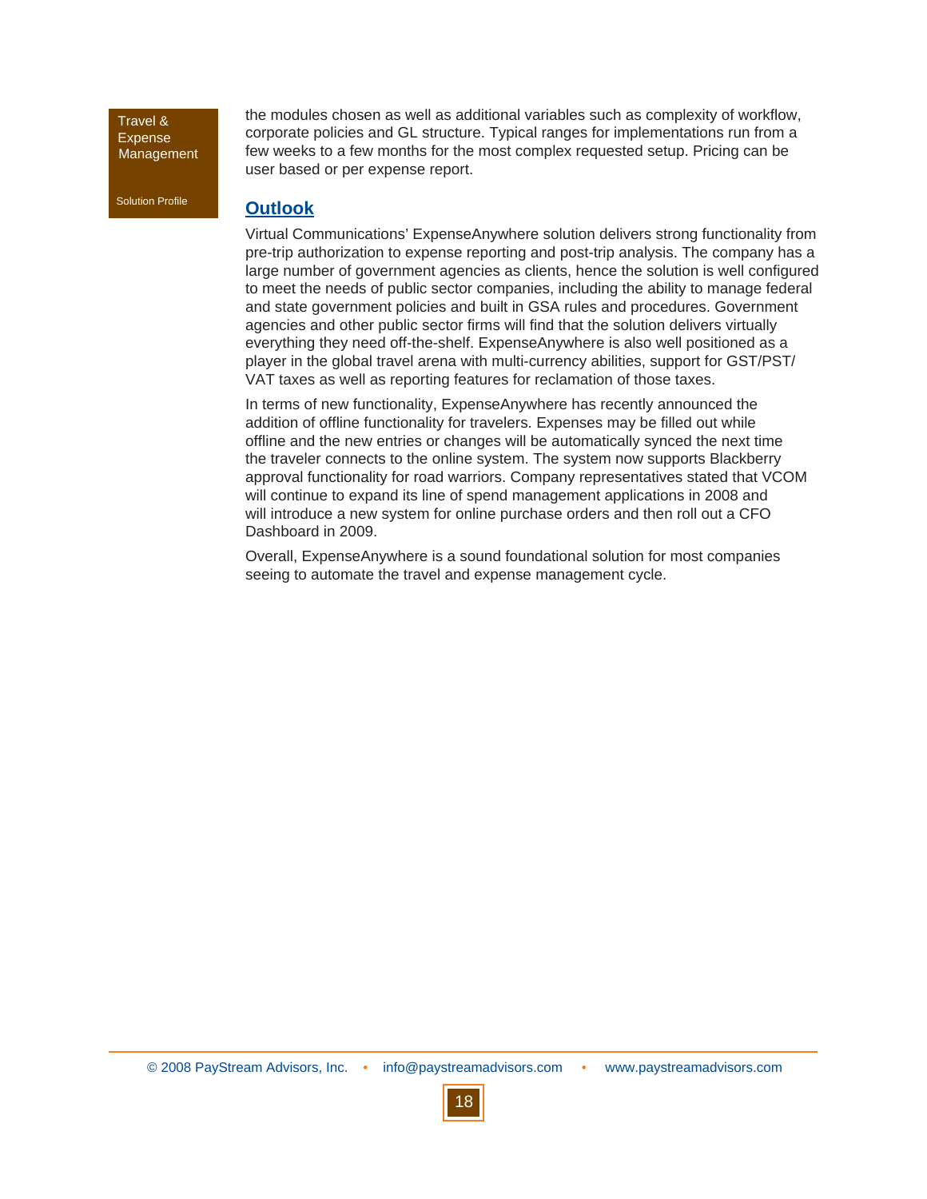the modules chosen as well as additional variables such as complexity of workflow, corporate policies and GL structure. Typical ranges for implementations run from a few weeks to a few months for the most complex requested setup. Pricing can be user based or per expense report.

## Outlook

Virtual Communications' ExpenseAnywhere solution delivers strong functionality from pre-trip authorization to expense reporting and post-trip analysis. The company has a large number of government agencies as clients, hence the solution is well configured to meet the needs of public sector companies, including the ability to manage federal and state government policies and built in GSA rules and procedures. Government agencies and other public sector firms will find that the solution delivers virtually everything they need off-the-shelf. ExpenseAnywhere is also well positioned as a player in the global travel arena with multi-currency abilities, support for GST/PST/VAT taxes as well as reporting features for reclamation of those taxes.

In terms of new functionality, ExpenseAnywhere has recently announced the addition of offline functionality for travelers. Expenses may be filled out while offline and the new entries or changes will be automatically synced the next time the traveler connects to the online system. The system now supports Blackberry approval functionality for road warriors. Company representatives stated that VCOM will continue to expand its line of spend management applications in 2008 and will introduce a new system for online purchase orders and then roll out a CFO Dashboard in 2009.

Overall, ExpenseAnywhere is a sound foundational solution for most companies seeing to automate the travel and expense management cycle.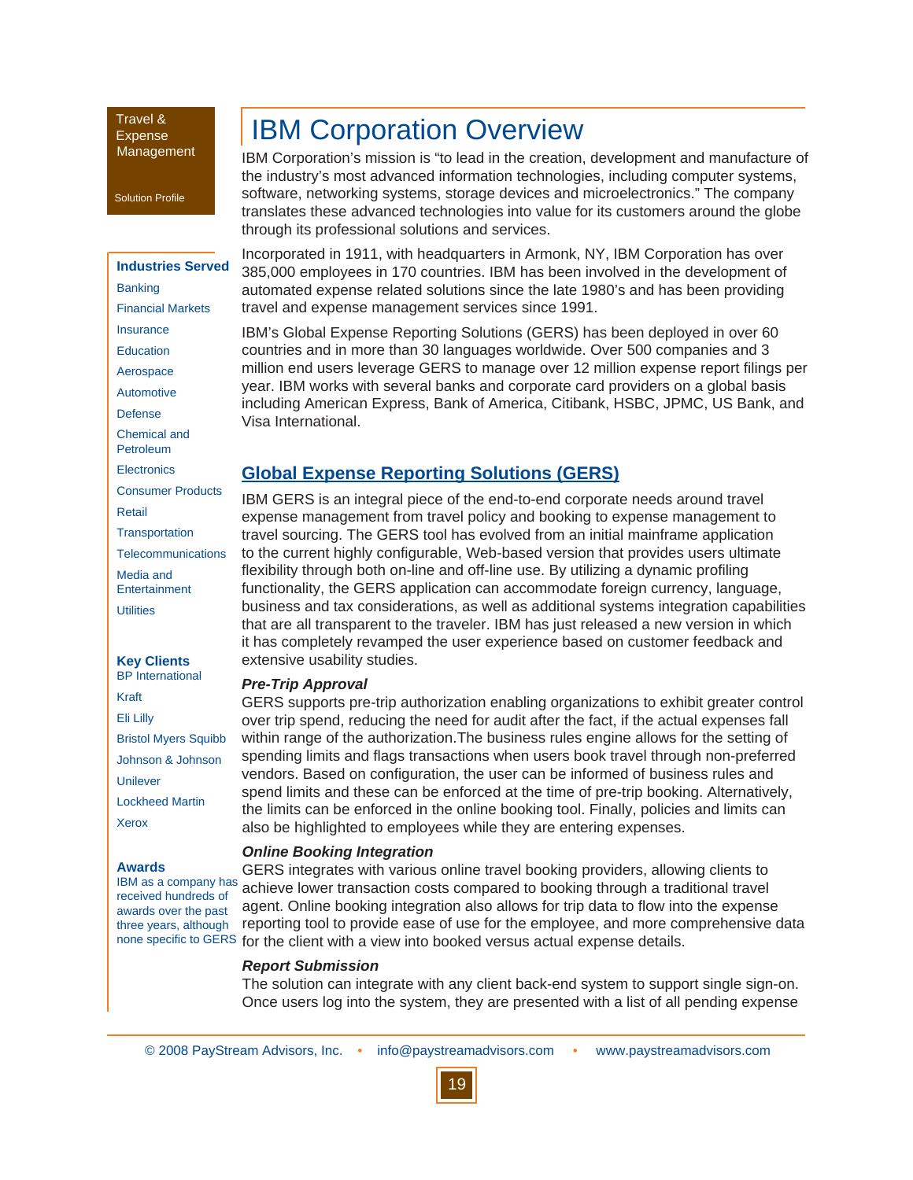Travel & Expense Management

Solution Profile

**Industries Served**

- Banking
- Financial Markets
- Insurance
- Education
- Aerospace
- Automotive
- Defense
- Chemical and Petroleum
- Electronics
- Consumer Products
- Retail
- Transportation
- Telecommunications
- Media and Entertainment
- Utilities

**Key Clients**

- BP International
- Kraft
- Eli Lilly
- Bristol Myers Squibb
- Johnson & Johnson
- Unilever
- Lockheed Martin
- Xerox

**Awards**

IBM as a company has received hundreds of awards over the past three years, although none specific to GERS

# IBM Corporation Overview

IBM Corporation's mission is "to lead in the creation, development and manufacture of the industry's most advanced information technologies, including computer systems, software, networking systems, storage devices and microelectronics." The company translates these advanced technologies into value for its customers around the globe through its professional solutions and services.

Incorporated in 1911, with headquarters in Armonk, NY, IBM Corporation has over 385,000 employees in 170 countries. IBM has been involved in the development of automated expense related solutions since the late 1980's and has been providing travel and expense management services since 1991.

IBM's Global Expense Reporting Solutions (GERS) has been deployed in over 60 countries and in more than 30 languages worldwide. Over 500 companies and 3 million end users leverage GERS to manage over 12 million expense report filings per year. IBM works with several banks and corporate card providers on a global basis including American Express, Bank of America, Citibank, HSBC, JPMC, US Bank, and Visa International.

## Global Expense Reporting Solutions (GERS)

IBM GERS is an integral piece of the end-to-end corporate needs around travel expense management from travel policy and booking to expense management to travel sourcing. The GERS tool has evolved from an initial mainframe application to the current highly configurable, Web-based version that provides users ultimate flexibility through both on-line and off-line use. By utilizing a dynamic profiling functionality, the GERS application can accommodate foreign currency, language, business and tax considerations, as well as additional systems integration capabilities that are all transparent to the traveler. IBM has just released a new version in which it has completely revamped the user experience based on customer feedback and extensive usability studies.

### *Pre-Trip Approval*

GERS supports pre-trip authorization enabling organizations to exhibit greater control over trip spend, reducing the need for audit after the fact, if the actual expenses fall within range of the authorization.The business rules engine allows for the setting of spending limits and flags transactions when users book travel through non-preferred vendors. Based on configuration, the user can be informed of business rules and spend limits and these can be enforced at the time of pre-trip booking. Alternatively, the limits can be enforced in the online booking tool. Finally, policies and limits can also be highlighted to employees while they are entering expenses.

### *Online Booking Integration*

GERS integrates with various online travel booking providers, allowing clients to achieve lower transaction costs compared to booking through a traditional travel agent. Online booking integration also allows for trip data to flow into the expense reporting tool to provide ease of use for the employee, and more comprehensive data for the client with a view into booked versus actual expense details.

### *Report Submission*

The solution can integrate with any client back-end system to support single sign-on. Once users log into the system, they are presented with a list of all pending expense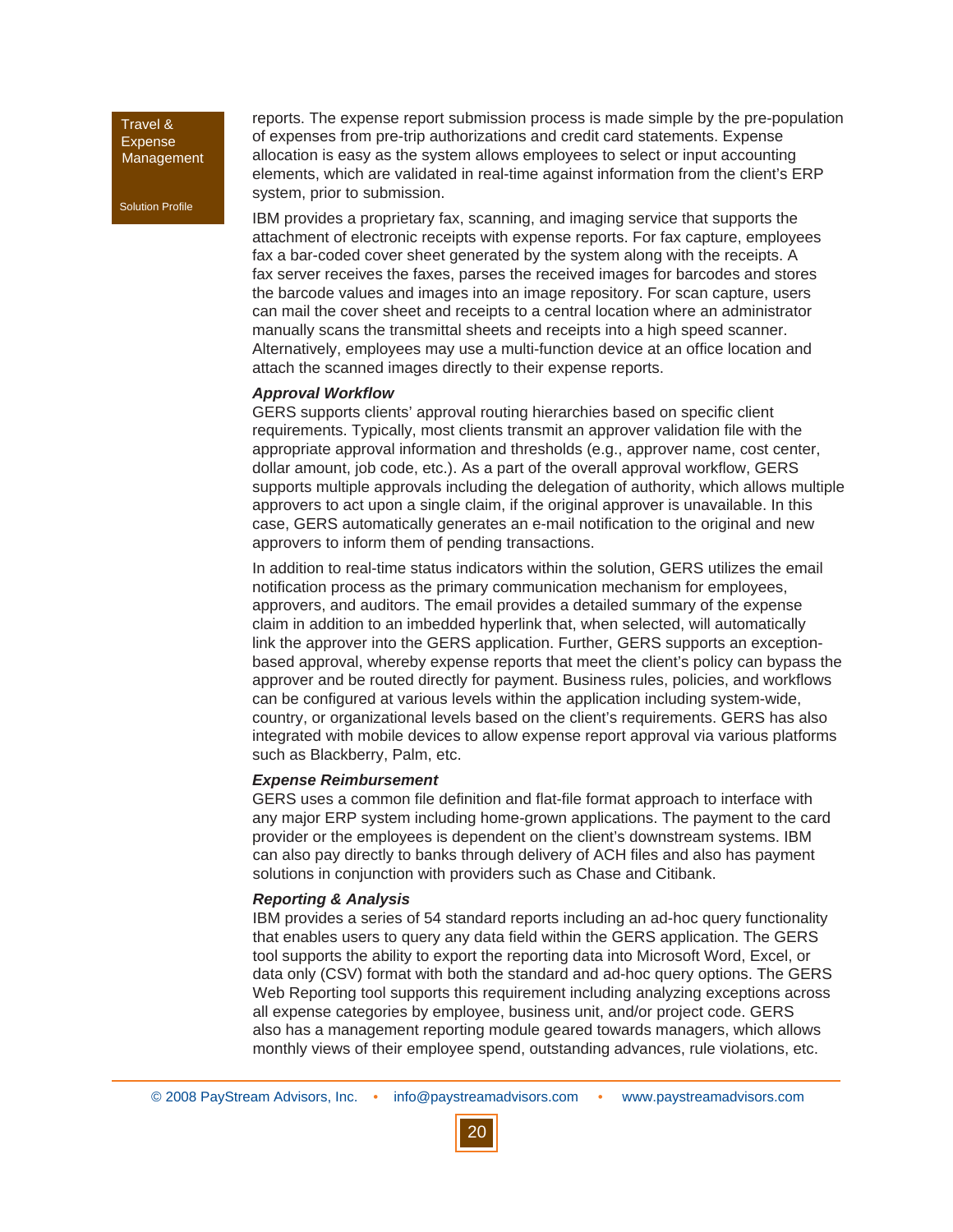reports. The expense report submission process is made simple by the pre-population of expenses from pre-trip authorizations and credit card statements. Expense allocation is easy as the system allows employees to select or input accounting elements, which are validated in real-time against information from the client's ERP system, prior to submission.

IBM provides a proprietary fax, scanning, and imaging service that supports the attachment of electronic receipts with expense reports. For fax capture, employees fax a bar-coded cover sheet generated by the system along with the receipts. A fax server receives the faxes, parses the received images for barcodes and stores the barcode values and images into an image repository. For scan capture, users can mail the cover sheet and receipts to a central location where an administrator manually scans the transmittal sheets and receipts into a high speed scanner. Alternatively, employees may use a multi-function device at an office location and attach the scanned images directly to their expense reports.

***Approval Workflow***

GERS supports clients' approval routing hierarchies based on specific client requirements. Typically, most clients transmit an approver validation file with the appropriate approval information and thresholds (e.g., approver name, cost center, dollar amount, job code, etc.). As a part of the overall approval workflow, GERS supports multiple approvals including the delegation of authority, which allows multiple approvers to act upon a single claim, if the original approver is unavailable. In this case, GERS automatically generates an e-mail notification to the original and new approvers to inform them of pending transactions.

In addition to real-time status indicators within the solution, GERS utilizes the email notification process as the primary communication mechanism for employees, approvers, and auditors. The email provides a detailed summary of the expense claim in addition to an imbedded hyperlink that, when selected, will automatically link the approver into the GERS application. Further, GERS supports an exception-based approval, whereby expense reports that meet the client's policy can bypass the approver and be routed directly for payment. Business rules, policies, and workflows can be configured at various levels within the application including system-wide, country, or organizational levels based on the client's requirements. GERS has also integrated with mobile devices to allow expense report approval via various platforms such as Blackberry, Palm, etc.

***Expense Reimbursement***

GERS uses a common file definition and flat-file format approach to interface with any major ERP system including home-grown applications. The payment to the card provider or the employees is dependent on the client's downstream systems. IBM can also pay directly to banks through delivery of ACH files and also has payment solutions in conjunction with providers such as Chase and Citibank.

***Reporting & Analysis***

IBM provides a series of 54 standard reports including an ad-hoc query functionality that enables users to query any data field within the GERS application. The GERS tool supports the ability to export the reporting data into Microsoft Word, Excel, or data only (CSV) format with both the standard and ad-hoc query options. The GERS Web Reporting tool supports this requirement including analyzing exceptions across all expense categories by employee, business unit, and/or project code. GERS also has a management reporting module geared towards managers, which allows monthly views of their employee spend, outstanding advances, rule violations, etc.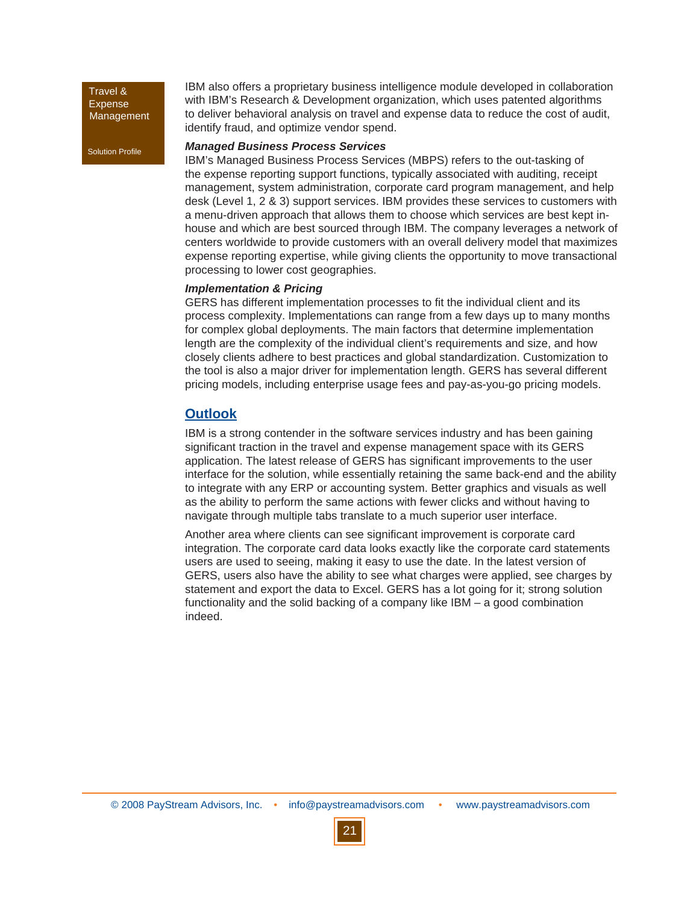IBM also offers a proprietary business intelligence module developed in collaboration with IBM's Research & Development organization, which uses patented algorithms to deliver behavioral analysis on travel and expense data to reduce the cost of audit, identify fraud, and optimize vendor spend.

***Managed Business Process Services***

IBM's Managed Business Process Services (MBPS) refers to the out-tasking of the expense reporting support functions, typically associated with auditing, receipt management, system administration, corporate card program management, and help desk (Level 1, 2 & 3) support services. IBM provides these services to customers with a menu-driven approach that allows them to choose which services are best kept in-house and which are best sourced through IBM. The company leverages a network of centers worldwide to provide customers with an overall delivery model that maximizes expense reporting expertise, while giving clients the opportunity to move transactional processing to lower cost geographies.

***Implementation & Pricing***

GERS has different implementation processes to fit the individual client and its process complexity. Implementations can range from a few days up to many months for complex global deployments. The main factors that determine implementation length are the complexity of the individual client's requirements and size, and how closely clients adhere to best practices and global standardization. Customization to the tool is also a major driver for implementation length. GERS has several different pricing models, including enterprise usage fees and pay-as-you-go pricing models.

## Outlook

IBM is a strong contender in the software services industry and has been gaining significant traction in the travel and expense management space with its GERS application. The latest release of GERS has significant improvements to the user interface for the solution, while essentially retaining the same back-end and the ability to integrate with any ERP or accounting system. Better graphics and visuals as well as the ability to perform the same actions with fewer clicks and without having to navigate through multiple tabs translate to a much superior user interface.

Another area where clients can see significant improvement is corporate card integration. The corporate card data looks exactly like the corporate card statements users are used to seeing, making it easy to use the date. In the latest version of GERS, users also have the ability to see what charges were applied, see charges by statement and export the data to Excel. GERS has a lot going for it; strong solution functionality and the solid backing of a company like IBM – a good combination indeed.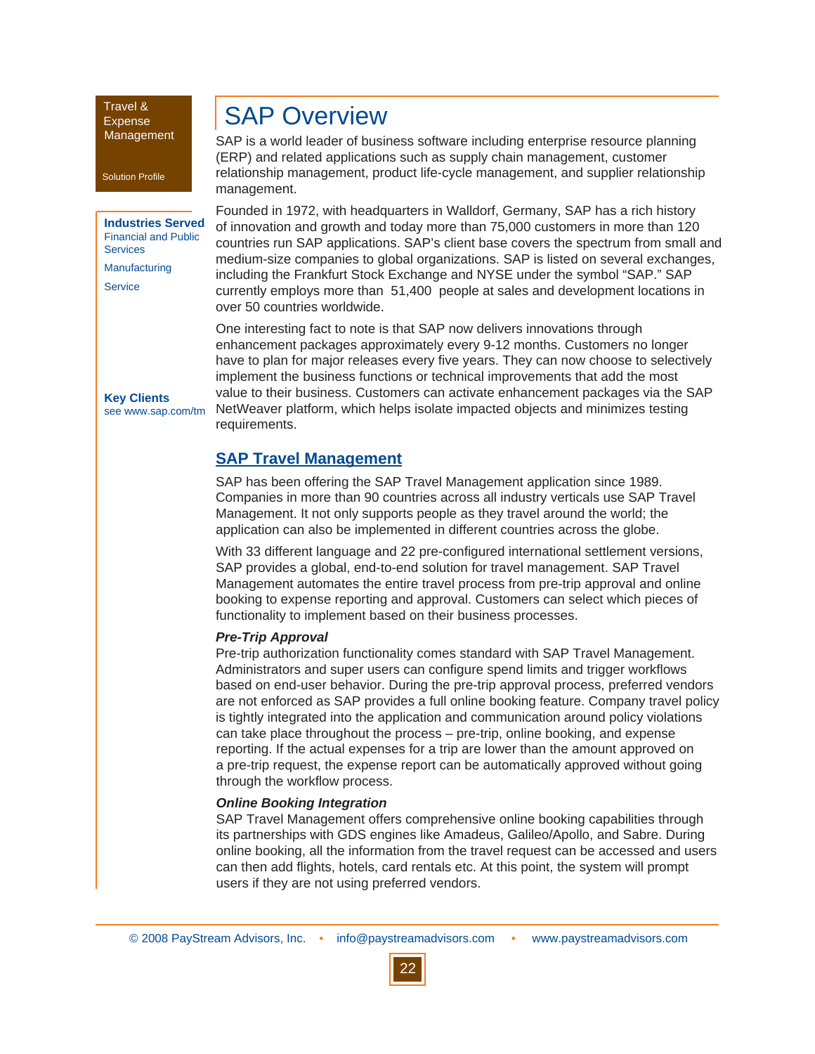Travel & Expense Management

Solution Profile

**Industries Served**
Financial and Public Services

Manufacturing

Service

**Key Clients**
see www.sap.com/tm

# SAP Overview

SAP is a world leader of business software including enterprise resource planning (ERP) and related applications such as supply chain management, customer relationship management, product life-cycle management, and supplier relationship management.

Founded in 1972, with headquarters in Walldorf, Germany, SAP has a rich history of innovation and growth and today more than 75,000 customers in more than 120 countries run SAP applications. SAP's client base covers the spectrum from small and medium-size companies to global organizations. SAP is listed on several exchanges, including the Frankfurt Stock Exchange and NYSE under the symbol "SAP." SAP currently employs more than 51,400 people at sales and development locations in over 50 countries worldwide.

One interesting fact to note is that SAP now delivers innovations through enhancement packages approximately every 9-12 months. Customers no longer have to plan for major releases every five years. They can now choose to selectively implement the business functions or technical improvements that add the most value to their business. Customers can activate enhancement packages via the SAP NetWeaver platform, which helps isolate impacted objects and minimizes testing requirements.

## SAP Travel Management

SAP has been offering the SAP Travel Management application since 1989. Companies in more than 90 countries across all industry verticals use SAP Travel Management. It not only supports people as they travel around the world; the application can also be implemented in different countries across the globe.

With 33 different language and 22 pre-configured international settlement versions, SAP provides a global, end-to-end solution for travel management. SAP Travel Management automates the entire travel process from pre-trip approval and online booking to expense reporting and approval. Customers can select which pieces of functionality to implement based on their business processes.

***Pre-Trip Approval***
Pre-trip authorization functionality comes standard with SAP Travel Management. Administrators and super users can configure spend limits and trigger workflows based on end-user behavior. During the pre-trip approval process, preferred vendors are not enforced as SAP provides a full online booking feature. Company travel policy is tightly integrated into the application and communication around policy violations can take place throughout the process – pre-trip, online booking, and expense reporting. If the actual expenses for a trip are lower than the amount approved on a pre-trip request, the expense report can be automatically approved without going through the workflow process.

***Online Booking Integration***
SAP Travel Management offers comprehensive online booking capabilities through its partnerships with GDS engines like Amadeus, Galileo/Apollo, and Sabre. During online booking, all the information from the travel request can be accessed and users can then add flights, hotels, card rentals etc. At this point, the system will prompt users if they are not using preferred vendors.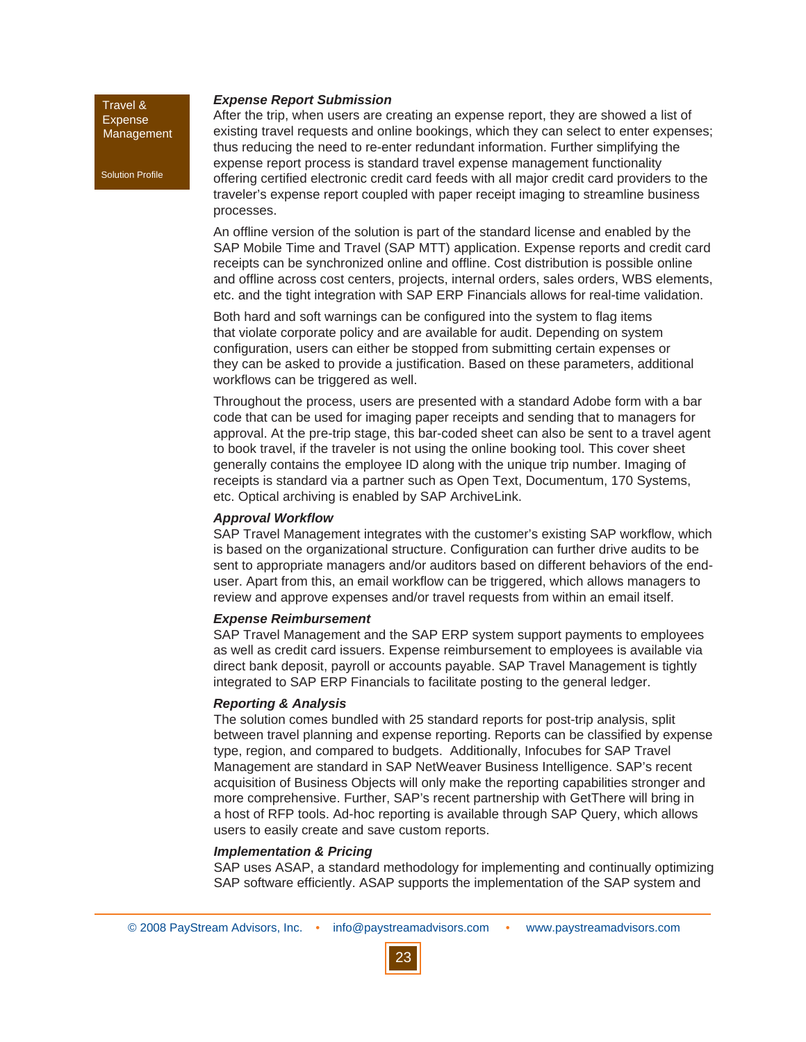### *Expense Report Submission*

After the trip, when users are creating an expense report, they are showed a list of existing travel requests and online bookings, which they can select to enter expenses; thus reducing the need to re-enter redundant information. Further simplifying the expense report process is standard travel expense management functionality offering certified electronic credit card feeds with all major credit card providers to the traveler's expense report coupled with paper receipt imaging to streamline business processes.

An offline version of the solution is part of the standard license and enabled by the SAP Mobile Time and Travel (SAP MTT) application. Expense reports and credit card receipts can be synchronized online and offline. Cost distribution is possible online and offline across cost centers, projects, internal orders, sales orders, WBS elements, etc. and the tight integration with SAP ERP Financials allows for real-time validation.

Both hard and soft warnings can be configured into the system to flag items that violate corporate policy and are available for audit. Depending on system configuration, users can either be stopped from submitting certain expenses or they can be asked to provide a justification. Based on these parameters, additional workflows can be triggered as well.

Throughout the process, users are presented with a standard Adobe form with a bar code that can be used for imaging paper receipts and sending that to managers for approval. At the pre-trip stage, this bar-coded sheet can also be sent to a travel agent to book travel, if the traveler is not using the online booking tool. This cover sheet generally contains the employee ID along with the unique trip number. Imaging of receipts is standard via a partner such as Open Text, Documentum, 170 Systems, etc. Optical archiving is enabled by SAP ArchiveLink.

### *Approval Workflow*

SAP Travel Management integrates with the customer's existing SAP workflow, which is based on the organizational structure. Configuration can further drive audits to be sent to appropriate managers and/or auditors based on different behaviors of the end-user. Apart from this, an email workflow can be triggered, which allows managers to review and approve expenses and/or travel requests from within an email itself.

### *Expense Reimbursement*

SAP Travel Management and the SAP ERP system support payments to employees as well as credit card issuers. Expense reimbursement to employees is available via direct bank deposit, payroll or accounts payable. SAP Travel Management is tightly integrated to SAP ERP Financials to facilitate posting to the general ledger.

### *Reporting & Analysis*

The solution comes bundled with 25 standard reports for post-trip analysis, split between travel planning and expense reporting. Reports can be classified by expense type, region, and compared to budgets. Additionally, Infocubes for SAP Travel Management are standard in SAP NetWeaver Business Intelligence. SAP's recent acquisition of Business Objects will only make the reporting capabilities stronger and more comprehensive. Further, SAP's recent partnership with GetThere will bring in a host of RFP tools. Ad-hoc reporting is available through SAP Query, which allows users to easily create and save custom reports.

### *Implementation & Pricing*

SAP uses ASAP, a standard methodology for implementing and continually optimizing SAP software efficiently. ASAP supports the implementation of the SAP system and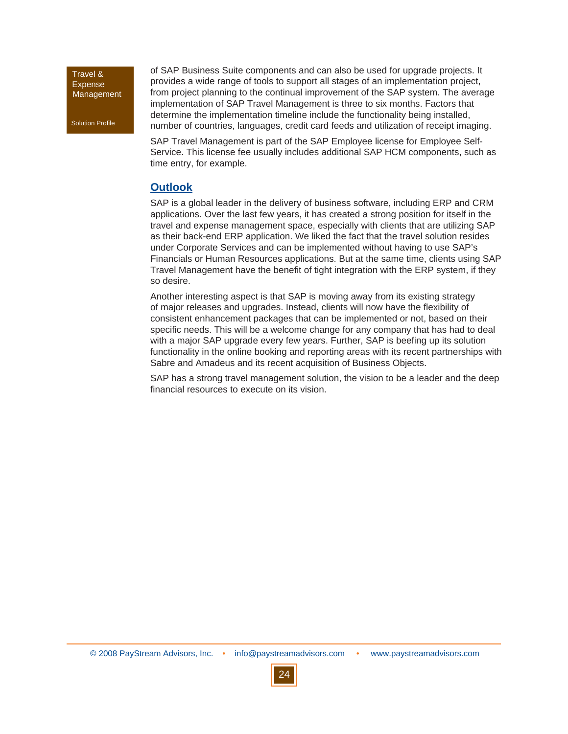of SAP Business Suite components and can also be used for upgrade projects. It provides a wide range of tools to support all stages of an implementation project, from project planning to the continual improvement of the SAP system. The average implementation of SAP Travel Management is three to six months. Factors that determine the implementation timeline include the functionality being installed, number of countries, languages, credit card feeds and utilization of receipt imaging.

SAP Travel Management is part of the SAP Employee license for Employee Self-Service. This license fee usually includes additional SAP HCM components, such as time entry, for example.

## Outlook

SAP is a global leader in the delivery of business software, including ERP and CRM applications. Over the last few years, it has created a strong position for itself in the travel and expense management space, especially with clients that are utilizing SAP as their back-end ERP application. We liked the fact that the travel solution resides under Corporate Services and can be implemented without having to use SAP's Financials or Human Resources applications. But at the same time, clients using SAP Travel Management have the benefit of tight integration with the ERP system, if they so desire.

Another interesting aspect is that SAP is moving away from its existing strategy of major releases and upgrades. Instead, clients will now have the flexibility of consistent enhancement packages that can be implemented or not, based on their specific needs. This will be a welcome change for any company that has had to deal with a major SAP upgrade every few years. Further, SAP is beefing up its solution functionality in the online booking and reporting areas with its recent partnerships with Sabre and Amadeus and its recent acquisition of Business Objects.

SAP has a strong travel management solution, the vision to be a leader and the deep financial resources to execute on its vision.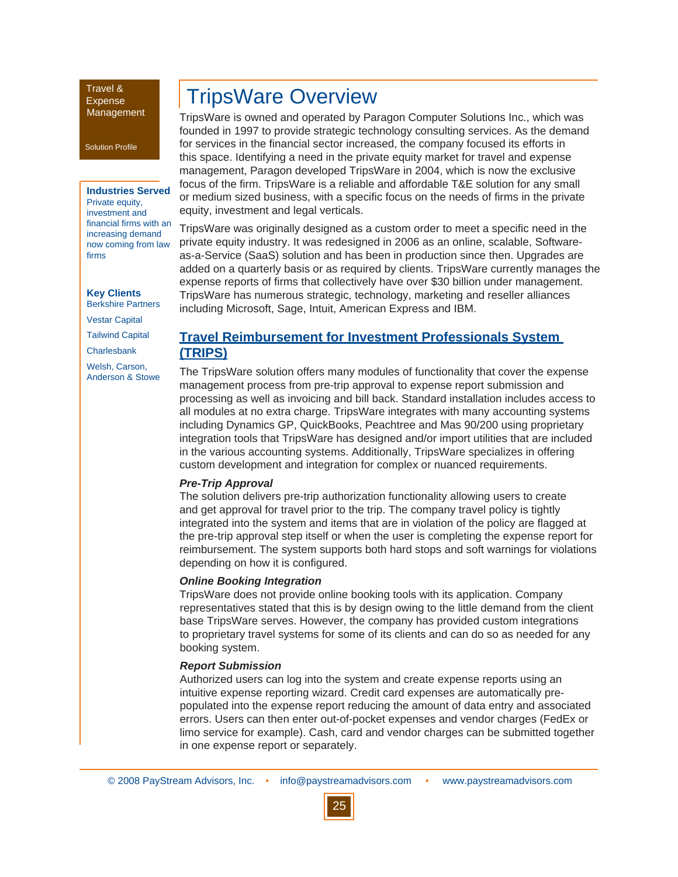Travel & Expense Management

Solution Profile

**Industries Served**
Private equity, investment and financial firms with an increasing demand now coming from law firms

**Key Clients**
Berkshire Partners

Vestar Capital

Tailwind Capital

Charlesbank

Welsh, Carson, Anderson & Stowe

# TripsWare Overview

TripsWare is owned and operated by Paragon Computer Solutions Inc., which was founded in 1997 to provide strategic technology consulting services. As the demand for services in the financial sector increased, the company focused its efforts in this space. Identifying a need in the private equity market for travel and expense management, Paragon developed TripsWare in 2004, which is now the exclusive focus of the firm. TripsWare is a reliable and affordable T&E solution for any small or medium sized business, with a specific focus on the needs of firms in the private equity, investment and legal verticals.

TripsWare was originally designed as a custom order to meet a specific need in the private equity industry. It was redesigned in 2006 as an online, scalable, Software-as-a-Service (SaaS) solution and has been in production since then. Upgrades are added on a quarterly basis or as required by clients. TripsWare currently manages the expense reports of firms that collectively have over $30 billion under management. TripsWare has numerous strategic, technology, marketing and reseller alliances including Microsoft, Sage, Intuit, American Express and IBM.

## Travel Reimbursement for Investment Professionals System (TRIPS)

The TripsWare solution offers many modules of functionality that cover the expense management process from pre-trip approval to expense report submission and processing as well as invoicing and bill back. Standard installation includes access to all modules at no extra charge. TripsWare integrates with many accounting systems including Dynamics GP, QuickBooks, Peachtree and Mas 90/200 using proprietary integration tools that TripsWare has designed and/or import utilities that are included in the various accounting systems. Additionally, TripsWare specializes in offering custom development and integration for complex or nuanced requirements.

***Pre-Trip Approval***

The solution delivers pre-trip authorization functionality allowing users to create and get approval for travel prior to the trip. The company travel policy is tightly integrated into the system and items that are in violation of the policy are flagged at the pre-trip approval step itself or when the user is completing the expense report for reimbursement. The system supports both hard stops and soft warnings for violations depending on how it is configured.

***Online Booking Integration***

TripsWare does not provide online booking tools with its application. Company representatives stated that this is by design owing to the little demand from the client base TripsWare serves. However, the company has provided custom integrations to proprietary travel systems for some of its clients and can do so as needed for any booking system.

***Report Submission***

Authorized users can log into the system and create expense reports using an intuitive expense reporting wizard. Credit card expenses are automatically pre-populated into the expense report reducing the amount of data entry and associated errors. Users can then enter out-of-pocket expenses and vendor charges (FedEx or limo service for example). Cash, card and vendor charges can be submitted together in one expense report or separately.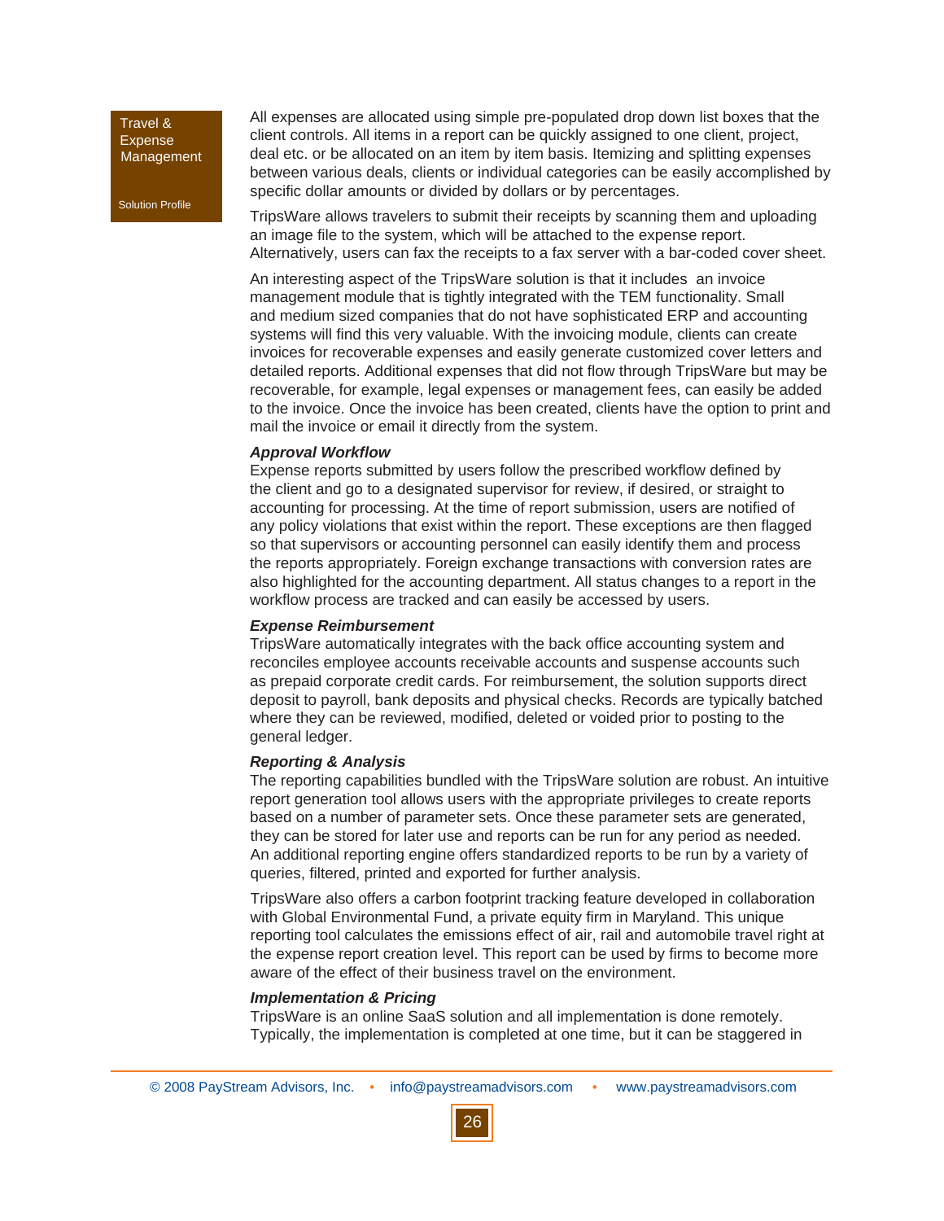All expenses are allocated using simple pre-populated drop down list boxes that the client controls. All items in a report can be quickly assigned to one client, project, deal etc. or be allocated on an item by item basis. Itemizing and splitting expenses between various deals, clients or individual categories can be easily accomplished by specific dollar amounts or divided by dollars or by percentages.

TripsWare allows travelers to submit their receipts by scanning them and uploading an image file to the system, which will be attached to the expense report. Alternatively, users can fax the receipts to a fax server with a bar-coded cover sheet.

An interesting aspect of the TripsWare solution is that it includes an invoice management module that is tightly integrated with the TEM functionality. Small and medium sized companies that do not have sophisticated ERP and accounting systems will find this very valuable. With the invoicing module, clients can create invoices for recoverable expenses and easily generate customized cover letters and detailed reports. Additional expenses that did not flow through TripsWare but may be recoverable, for example, legal expenses or management fees, can easily be added to the invoice. Once the invoice has been created, clients have the option to print and mail the invoice or email it directly from the system.

***Approval Workflow***

Expense reports submitted by users follow the prescribed workflow defined by the client and go to a designated supervisor for review, if desired, or straight to accounting for processing. At the time of report submission, users are notified of any policy violations that exist within the report. These exceptions are then flagged so that supervisors or accounting personnel can easily identify them and process the reports appropriately. Foreign exchange transactions with conversion rates are also highlighted for the accounting department. All status changes to a report in the workflow process are tracked and can easily be accessed by users.

***Expense Reimbursement***

TripsWare automatically integrates with the back office accounting system and reconciles employee accounts receivable accounts and suspense accounts such as prepaid corporate credit cards. For reimbursement, the solution supports direct deposit to payroll, bank deposits and physical checks. Records are typically batched where they can be reviewed, modified, deleted or voided prior to posting to the general ledger.

***Reporting & Analysis***

The reporting capabilities bundled with the TripsWare solution are robust. An intuitive report generation tool allows users with the appropriate privileges to create reports based on a number of parameter sets. Once these parameter sets are generated, they can be stored for later use and reports can be run for any period as needed. An additional reporting engine offers standardized reports to be run by a variety of queries, filtered, printed and exported for further analysis.

TripsWare also offers a carbon footprint tracking feature developed in collaboration with Global Environmental Fund, a private equity firm in Maryland. This unique reporting tool calculates the emissions effect of air, rail and automobile travel right at the expense report creation level. This report can be used by firms to become more aware of the effect of their business travel on the environment.

***Implementation & Pricing***

TripsWare is an online SaaS solution and all implementation is done remotely. Typically, the implementation is completed at one time, but it can be staggered in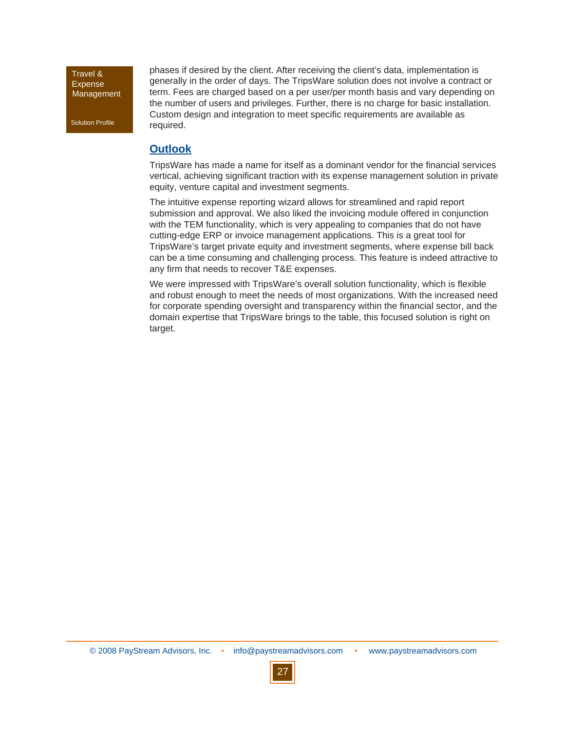phases if desired by the client. After receiving the client's data, implementation is generally in the order of days. The TripsWare solution does not involve a contract or term. Fees are charged based on a per user/per month basis and vary depending on the number of users and privileges. Further, there is no charge for basic installation. Custom design and integration to meet specific requirements are available as required.

## Outlook

TripsWare has made a name for itself as a dominant vendor for the financial services vertical, achieving significant traction with its expense management solution in private equity, venture capital and investment segments.

The intuitive expense reporting wizard allows for streamlined and rapid report submission and approval. We also liked the invoicing module offered in conjunction with the TEM functionality, which is very appealing to companies that do not have cutting-edge ERP or invoice management applications. This is a great tool for TripsWare's target private equity and investment segments, where expense bill back can be a time consuming and challenging process. This feature is indeed attractive to any firm that needs to recover T&E expenses.

We were impressed with TripsWare's overall solution functionality, which is flexible and robust enough to meet the needs of most organizations. With the increased need for corporate spending oversight and transparency within the financial sector, and the domain expertise that TripsWare brings to the table, this focused solution is right on target.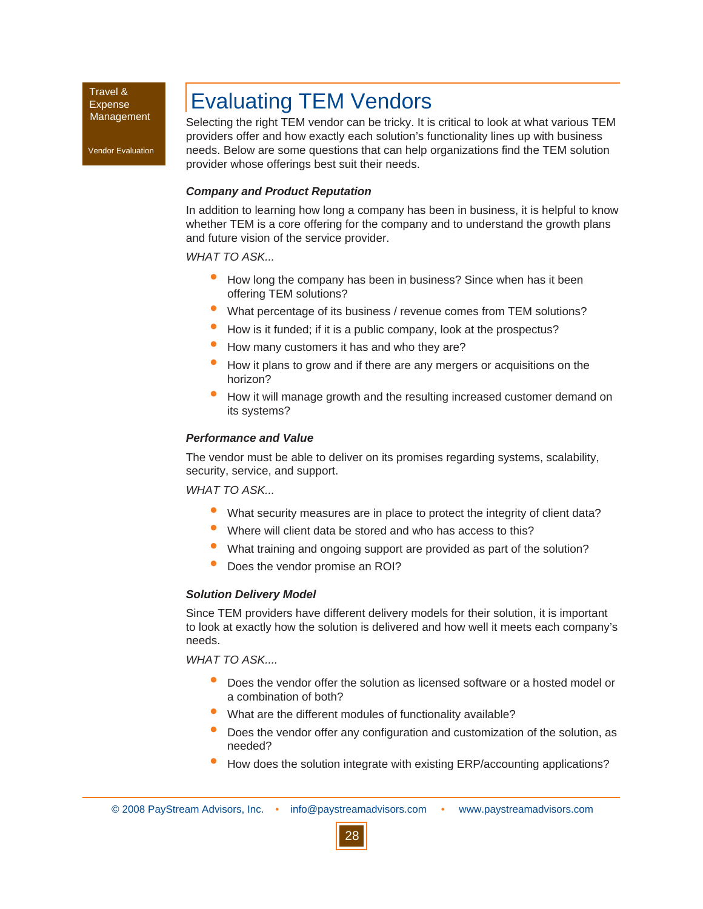# Evaluating TEM Vendors

Selecting the right TEM vendor can be tricky. It is critical to look at what various TEM providers offer and how exactly each solution's functionality lines up with business needs. Below are some questions that can help organizations find the TEM solution provider whose offerings best suit their needs.

### *Company and Product Reputation*

In addition to learning how long a company has been in business, it is helpful to know whether TEM is a core offering for the company and to understand the growth plans and future vision of the service provider.

*WHAT TO ASK...*

- How long the company has been in business? Since when has it been offering TEM solutions?
- What percentage of its business / revenue comes from TEM solutions?
- How is it funded; if it is a public company, look at the prospectus?
- How many customers it has and who they are?
- How it plans to grow and if there are any mergers or acquisitions on the horizon?
- How it will manage growth and the resulting increased customer demand on its systems?

### *Performance and Value*

The vendor must be able to deliver on its promises regarding systems, scalability, security, service, and support.

*WHAT TO ASK...*

- What security measures are in place to protect the integrity of client data?
- Where will client data be stored and who has access to this?
- What training and ongoing support are provided as part of the solution?
- Does the vendor promise an ROI?

### *Solution Delivery Model*

Since TEM providers have different delivery models for their solution, it is important to look at exactly how the solution is delivered and how well it meets each company's needs.

*WHAT TO ASK....*

- Does the vendor offer the solution as licensed software or a hosted model or a combination of both?
- What are the different modules of functionality available?
- Does the vendor offer any configuration and customization of the solution, as needed?
- How does the solution integrate with existing ERP/accounting applications?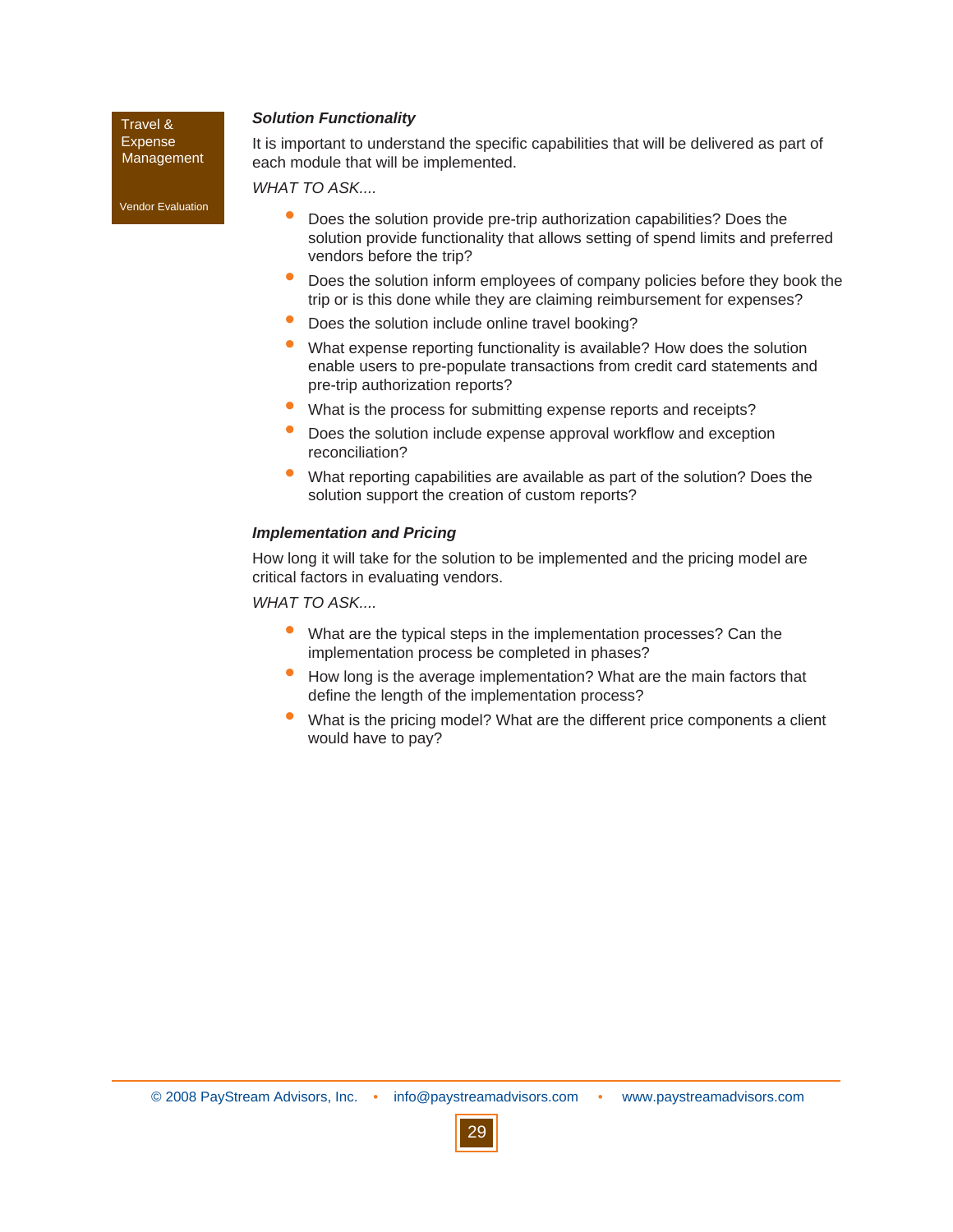### *Solution Functionality*

It is important to understand the specific capabilities that will be delivered as part of each module that will be implemented.

*WHAT TO ASK....*

- Does the solution provide pre-trip authorization capabilities? Does the solution provide functionality that allows setting of spend limits and preferred vendors before the trip?
- Does the solution inform employees of company policies before they book the trip or is this done while they are claiming reimbursement for expenses?
- Does the solution include online travel booking?
- What expense reporting functionality is available? How does the solution enable users to pre-populate transactions from credit card statements and pre-trip authorization reports?
- What is the process for submitting expense reports and receipts?
- Does the solution include expense approval workflow and exception reconciliation?
- What reporting capabilities are available as part of the solution? Does the solution support the creation of custom reports?

### *Implementation and Pricing*

How long it will take for the solution to be implemented and the pricing model are critical factors in evaluating vendors.

*WHAT TO ASK....*

- What are the typical steps in the implementation processes? Can the implementation process be completed in phases?
- How long is the average implementation? What are the main factors that define the length of the implementation process?
- What is the pricing model? What are the different price components a client would have to pay?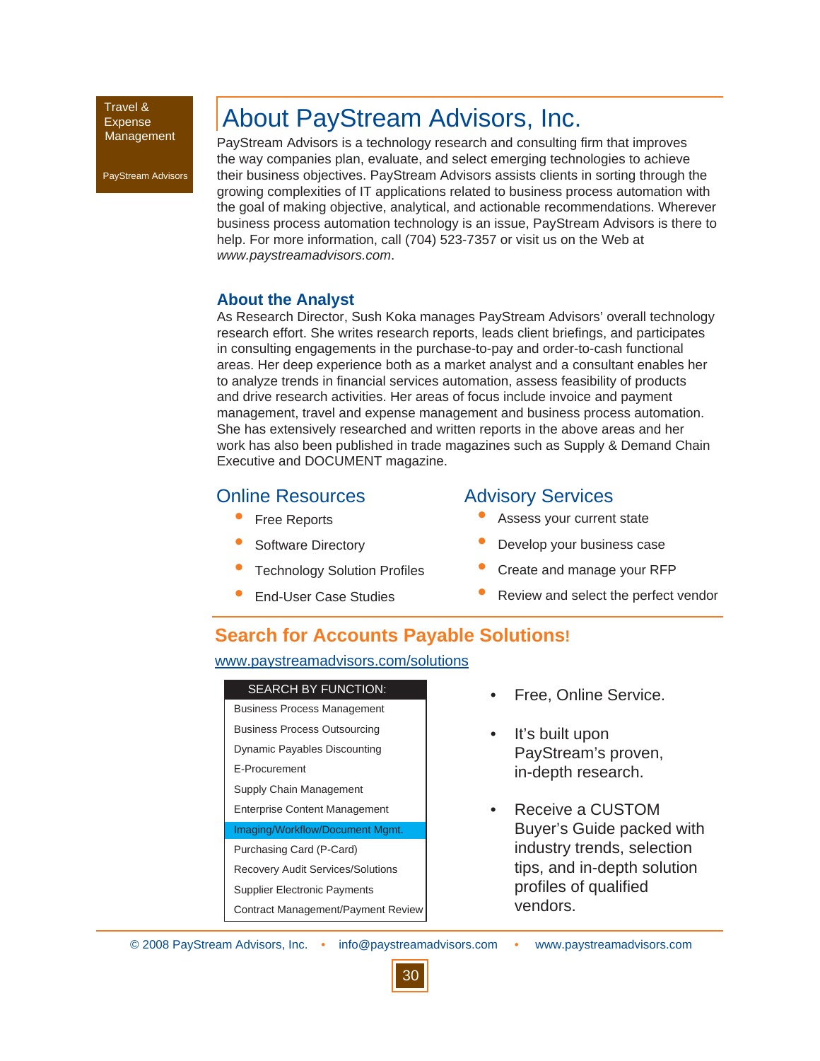# About PayStream Advisors, Inc.

PayStream Advisors is a technology research and consulting firm that improves the way companies plan, evaluate, and select emerging technologies to achieve their business objectives. PayStream Advisors assists clients in sorting through the growing complexities of IT applications related to business process automation with the goal of making objective, analytical, and actionable recommendations. Wherever business process automation technology is an issue, PayStream Advisors is there to help. For more information, call (704) 523-7357 or visit us on the Web at *www.paystreamadvisors.com*.

## About the Analyst

As Research Director, Sush Koka manages PayStream Advisors' overall technology research effort. She writes research reports, leads client briefings, and participates in consulting engagements in the purchase-to-pay and order-to-cash functional areas. Her deep experience both as a market analyst and a consultant enables her to analyze trends in financial services automation, assess feasibility of products and drive research activities. Her areas of focus include invoice and payment management, travel and expense management and business process automation. She has extensively researched and written reports in the above areas and her work has also been published in trade magazines such as Supply & Demand Chain Executive and DOCUMENT magazine.

## Online Resources

- Free Reports
- Software Directory
- Technology Solution Profiles
- End-User Case Studies

## Advisory Services

- Assess your current state
- Develop your business case
- Create and manage your RFP
- Review and select the perfect vendor

## Search for Accounts Payable Solutions!

www.paystreamadvisors.com/solutions

| SEARCH BY FUNCTION: |
|---|
| Business Process Management |
| Business Process Outsourcing |
| Dynamic Payables Discounting |
| E-Procurement |
| Supply Chain Management |
| Enterprise Content Management |
| Imaging/Workflow/Document Mgmt. |
| Purchasing Card (P-Card) |
| Recovery Audit Services/Solutions |
| Supplier Electronic Payments |
| Contract Management/Payment Review |

- Free, Online Service.
- It's built upon PayStream's proven, in-depth research.
- Receive a CUSTOM Buyer's Guide packed with industry trends, selection tips, and in-depth solution profiles of qualified vendors.

© 2008 PayStream Advisors, Inc. • info@paystreamadvisors.com • www.paystreamadvisors.com